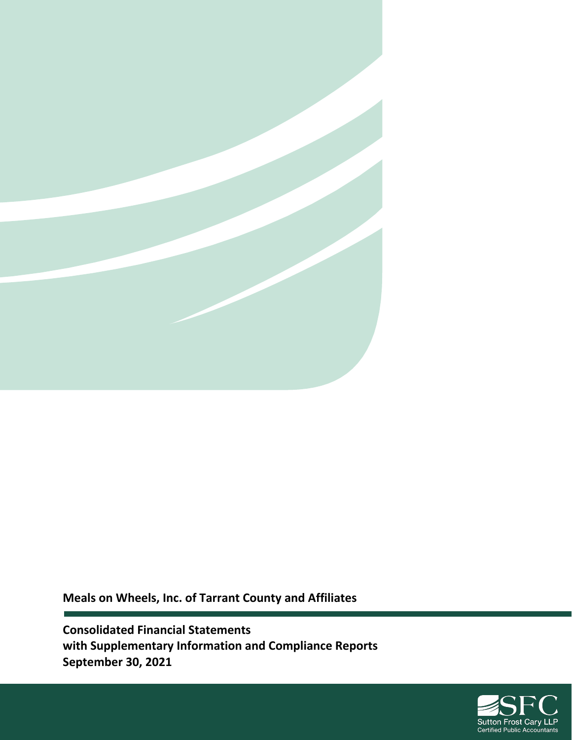**Meals on Wheels, Inc. of Tarrant County and Affiliates**

**Consolidated Financial Statements**
**with Supplementary Information and Compliance Reports**
**September 30, 2021**

SFC
Sutton Frost Cary LLP
Certified Public Accountants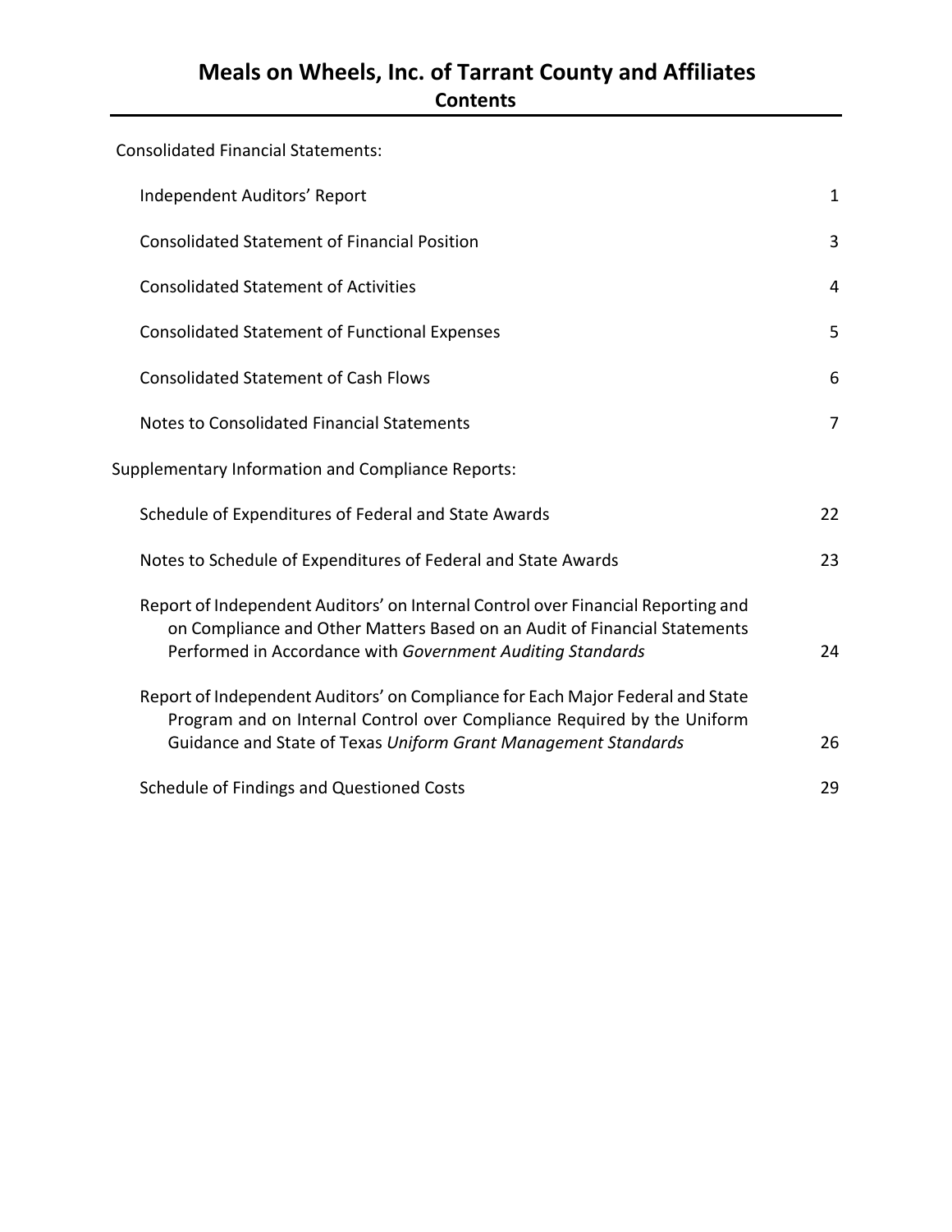# Meals on Wheels, Inc. of Tarrant County and Affiliates

## Contents

| | |
|---|---|
| **Consolidated Financial Statements:** | |
| Independent Auditors' Report | 1 |
| Consolidated Statement of Financial Position | 3 |
| Consolidated Statement of Activities | 4 |
| Consolidated Statement of Functional Expenses | 5 |
| Consolidated Statement of Cash Flows | 6 |
| Notes to Consolidated Financial Statements | 7 |
| **Supplementary Information and Compliance Reports:** | |
| Schedule of Expenditures of Federal and State Awards | 22 |
| Notes to Schedule of Expenditures of Federal and State Awards | 23 |
| Report of Independent Auditors' on Internal Control over Financial Reporting and on Compliance and Other Matters Based on an Audit of Financial Statements Performed in Accordance with *Government Auditing Standards* | 24 |
| Report of Independent Auditors' on Compliance for Each Major Federal and State Program and on Internal Control over Compliance Required by the Uniform Guidance and State of Texas *Uniform Grant Management Standards* | 26 |
| Schedule of Findings and Questioned Costs | 29 |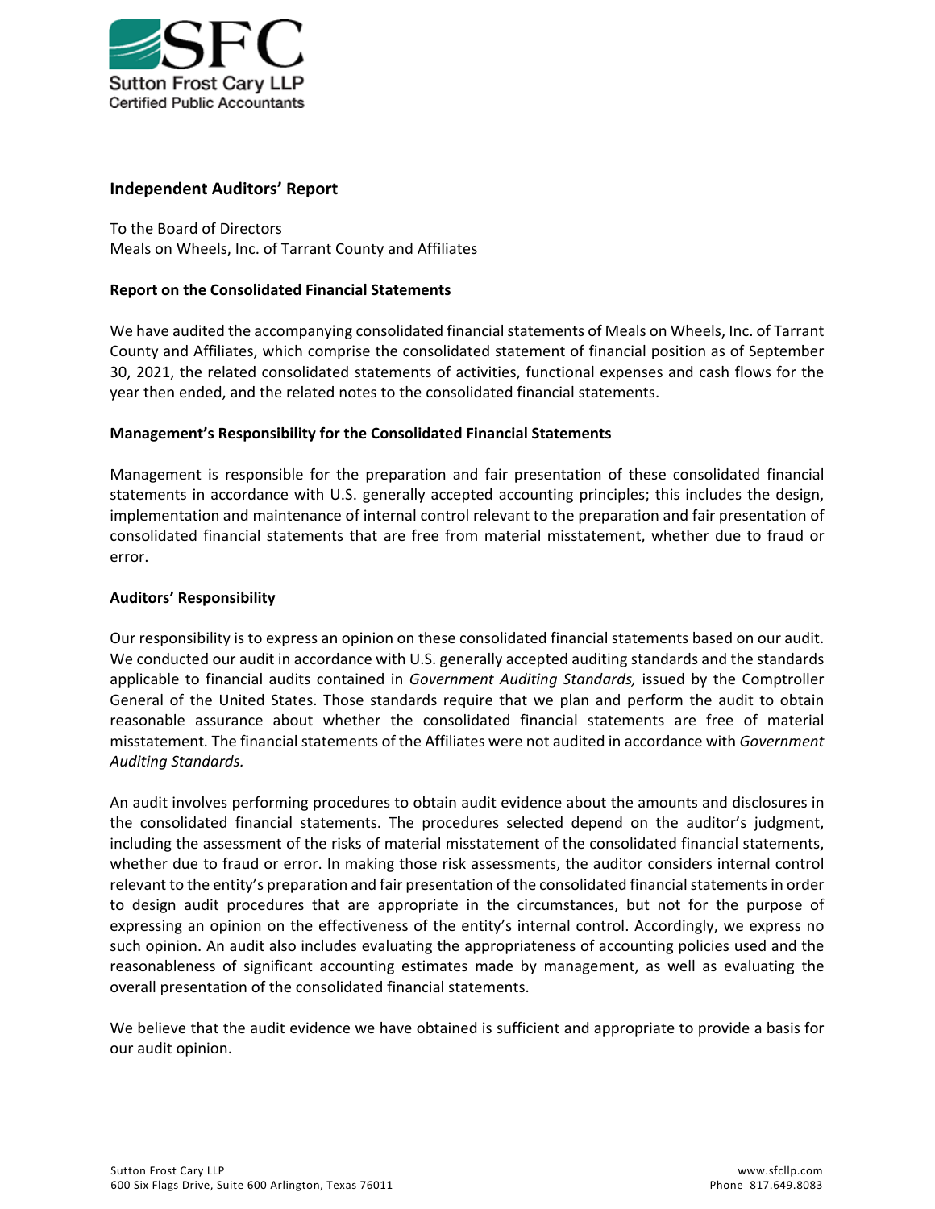Sutton Frost Cary LLP
Certified Public Accountants

## Independent Auditors' Report

To the Board of Directors
Meals on Wheels, Inc. of Tarrant County and Affiliates

### Report on the Consolidated Financial Statements

We have audited the accompanying consolidated financial statements of Meals on Wheels, Inc. of Tarrant County and Affiliates, which comprise the consolidated statement of financial position as of September 30, 2021, the related consolidated statements of activities, functional expenses and cash flows for the year then ended, and the related notes to the consolidated financial statements.

### Management's Responsibility for the Consolidated Financial Statements

Management is responsible for the preparation and fair presentation of these consolidated financial statements in accordance with U.S. generally accepted accounting principles; this includes the design, implementation and maintenance of internal control relevant to the preparation and fair presentation of consolidated financial statements that are free from material misstatement, whether due to fraud or error.

### Auditors' Responsibility

Our responsibility is to express an opinion on these consolidated financial statements based on our audit. We conducted our audit in accordance with U.S. generally accepted auditing standards and the standards applicable to financial audits contained in *Government Auditing Standards,* issued by the Comptroller General of the United States. Those standards require that we plan and perform the audit to obtain reasonable assurance about whether the consolidated financial statements are free of material misstatement*.* The financial statements of the Affiliates were not audited in accordance with *Government Auditing Standards*.

An audit involves performing procedures to obtain audit evidence about the amounts and disclosures in the consolidated financial statements. The procedures selected depend on the auditor's judgment, including the assessment of the risks of material misstatement of the consolidated financial statements, whether due to fraud or error. In making those risk assessments, the auditor considers internal control relevant to the entity's preparation and fair presentation of the consolidated financial statements in order to design audit procedures that are appropriate in the circumstances, but not for the purpose of expressing an opinion on the effectiveness of the entity's internal control. Accordingly, we express no such opinion. An audit also includes evaluating the appropriateness of accounting policies used and the reasonableness of significant accounting estimates made by management, as well as evaluating the overall presentation of the consolidated financial statements.

We believe that the audit evidence we have obtained is sufficient and appropriate to provide a basis for our audit opinion.

Sutton Frost Cary LLP
600 Six Flags Drive, Suite 600 Arlington, Texas 76011

www.sfcllp.com
Phone 817.649.8083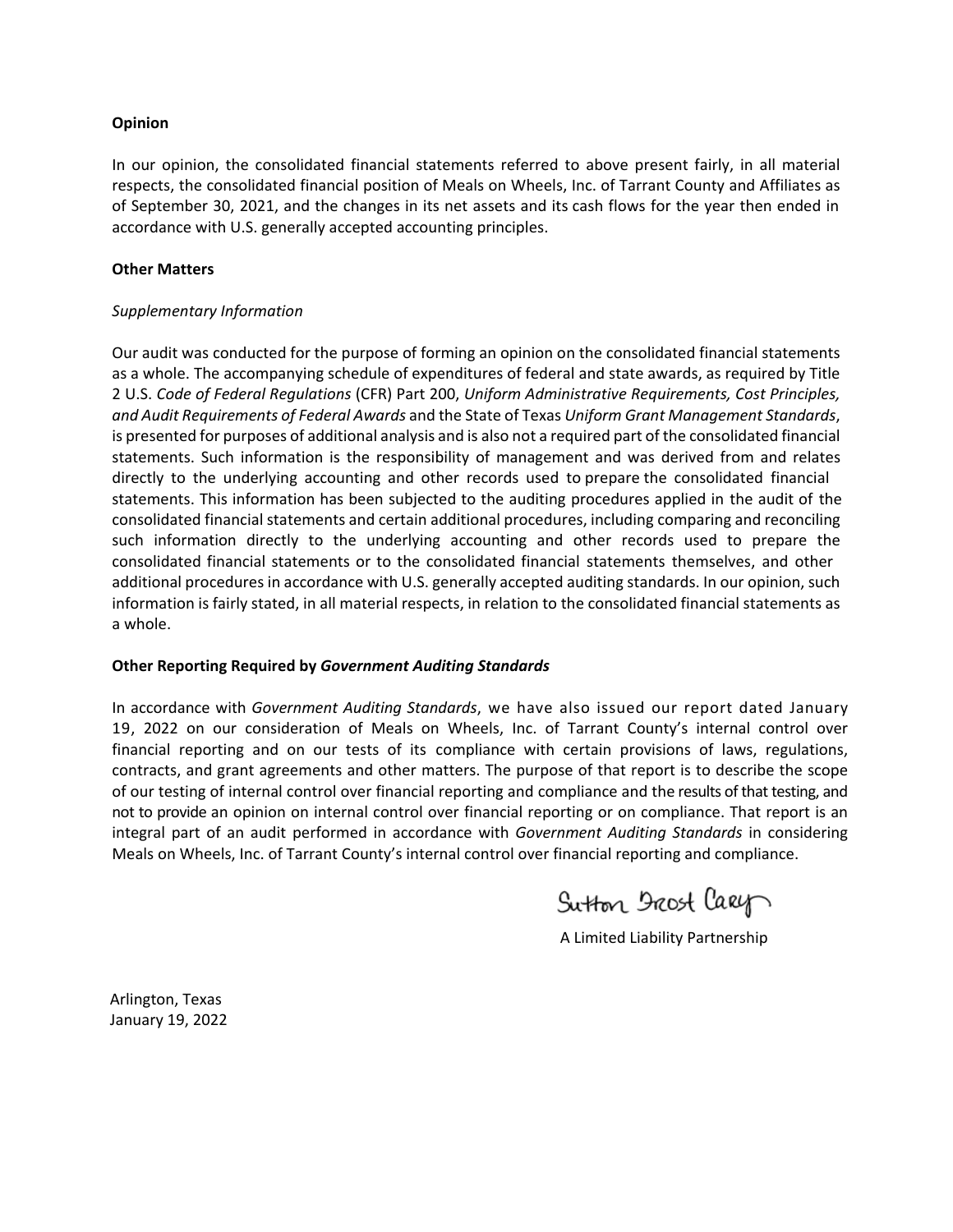**Opinion**

In our opinion, the consolidated financial statements referred to above present fairly, in all material respects, the consolidated financial position of Meals on Wheels, Inc. of Tarrant County and Affiliates as of September 30, 2021, and the changes in its net assets and its cash flows for the year then ended in accordance with U.S. generally accepted accounting principles.

**Other Matters**

*Supplementary Information*

Our audit was conducted for the purpose of forming an opinion on the consolidated financial statements as a whole. The accompanying schedule of expenditures of federal and state awards, as required by Title 2 U.S. *Code of Federal Regulations* (CFR) Part 200, *Uniform Administrative Requirements, Cost Principles, and Audit Requirements of Federal Awards* and the State of Texas *Uniform Grant Management Standards*, is presented for purposes of additional analysis and is also not a required part of the consolidated financial statements. Such information is the responsibility of management and was derived from and relates directly to the underlying accounting and other records used to prepare the consolidated financial statements. This information has been subjected to the auditing procedures applied in the audit of the consolidated financial statements and certain additional procedures, including comparing and reconciling such information directly to the underlying accounting and other records used to prepare the consolidated financial statements or to the consolidated financial statements themselves, and other additional procedures in accordance with U.S. generally accepted auditing standards. In our opinion, such information is fairly stated, in all material respects, in relation to the consolidated financial statements as a whole.

**Other Reporting Required by *Government Auditing Standards***

In accordance with *Government Auditing Standards*, we have also issued our report dated January 19, 2022 on our consideration of Meals on Wheels, Inc. of Tarrant County's internal control over financial reporting and on our tests of its compliance with certain provisions of laws, regulations, contracts, and grant agreements and other matters. The purpose of that report is to describe the scope of our testing of internal control over financial reporting and compliance and the results of that testing, and not to provide an opinion on internal control over financial reporting or on compliance. That report is an integral part of an audit performed in accordance with *Government Auditing Standards* in considering Meals on Wheels, Inc. of Tarrant County's internal control over financial reporting and compliance.

Sutton Frost Cary

A Limited Liability Partnership

Arlington, Texas
January 19, 2022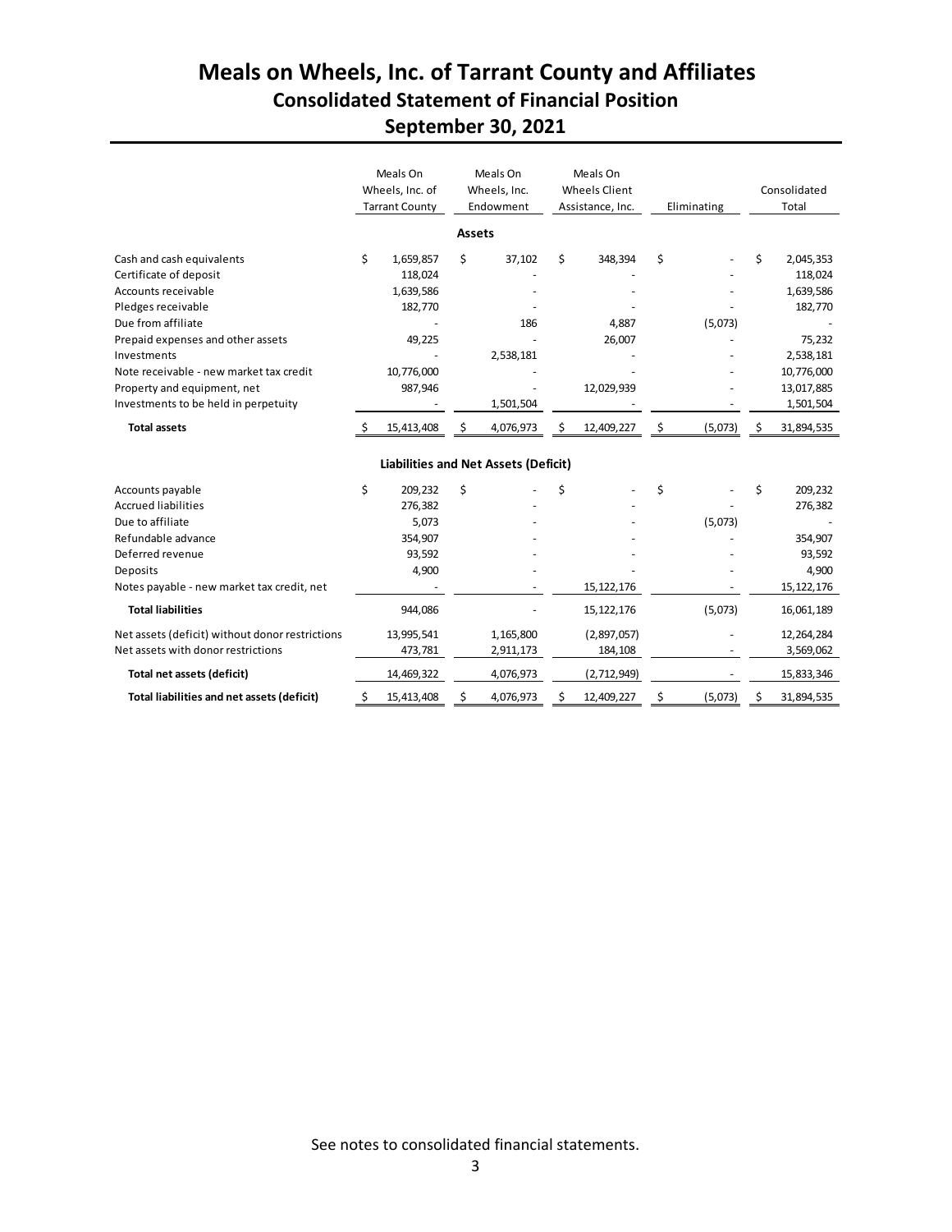# Meals on Wheels, Inc. of Tarrant County and Affiliates

## Consolidated Statement of Financial Position

## September 30, 2021

| | Meals On Wheels, Inc. of Tarrant County | Meals On Wheels, Inc. Endowment | Meals On Wheels Client Assistance, Inc. | Eliminating | Consolidated Total |
|---|---|---|---|---|---|
| **Assets** | | | | | |
| Cash and cash equivalents | $ 1,659,857 | $ 37,102 | $ 348,394 | $ - | $ 2,045,353 |
| Certificate of deposit | 118,024 | - | - | - | 118,024 |
| Accounts receivable | 1,639,586 | - | - | - | 1,639,586 |
| Pledges receivable | 182,770 | - | - | - | 182,770 |
| Due from affiliate | - | 186 | 4,887 | (5,073) | - |
| Prepaid expenses and other assets | 49,225 | - | 26,007 | - | 75,232 |
| Investments | - | 2,538,181 | - | - | 2,538,181 |
| Note receivable - new market tax credit | 10,776,000 | - | - | - | 10,776,000 |
| Property and equipment, net | 987,946 | - | 12,029,939 | - | 13,017,885 |
| Investments to be held in perpetuity | - | 1,501,504 | - | - | 1,501,504 |
| **Total assets** | $ 15,413,408 | $ 4,076,973 | $ 12,409,227 | $ (5,073) | $ 31,894,535 |
| **Liabilities and Net Assets (Deficit)** | | | | | |
| Accounts payable | $ 209,232 | $ - | $ - | $ - | $ 209,232 |
| Accrued liabilities | 276,382 | - | - | - | 276,382 |
| Due to affiliate | 5,073 | - | - | (5,073) | - |
| Refundable advance | 354,907 | - | - | - | 354,907 |
| Deferred revenue | 93,592 | - | - | - | 93,592 |
| Deposits | 4,900 | - | - | - | 4,900 |
| Notes payable - new market tax credit, net | - | - | 15,122,176 | - | 15,122,176 |
| **Total liabilities** | 944,086 | - | 15,122,176 | (5,073) | 16,061,189 |
| Net assets (deficit) without donor restrictions | 13,995,541 | 1,165,800 | (2,897,057) | - | 12,264,284 |
| Net assets with donor restrictions | 473,781 | 2,911,173 | 184,108 | - | 3,569,062 |
| **Total net assets (deficit)** | 14,469,322 | 4,076,973 | (2,712,949) | - | 15,833,346 |
| **Total liabilities and net assets (deficit)** | $ 15,413,408 | $ 4,076,973 | $ 12,409,227 | $ (5,073) | $ 31,894,535 |

See notes to consolidated financial statements.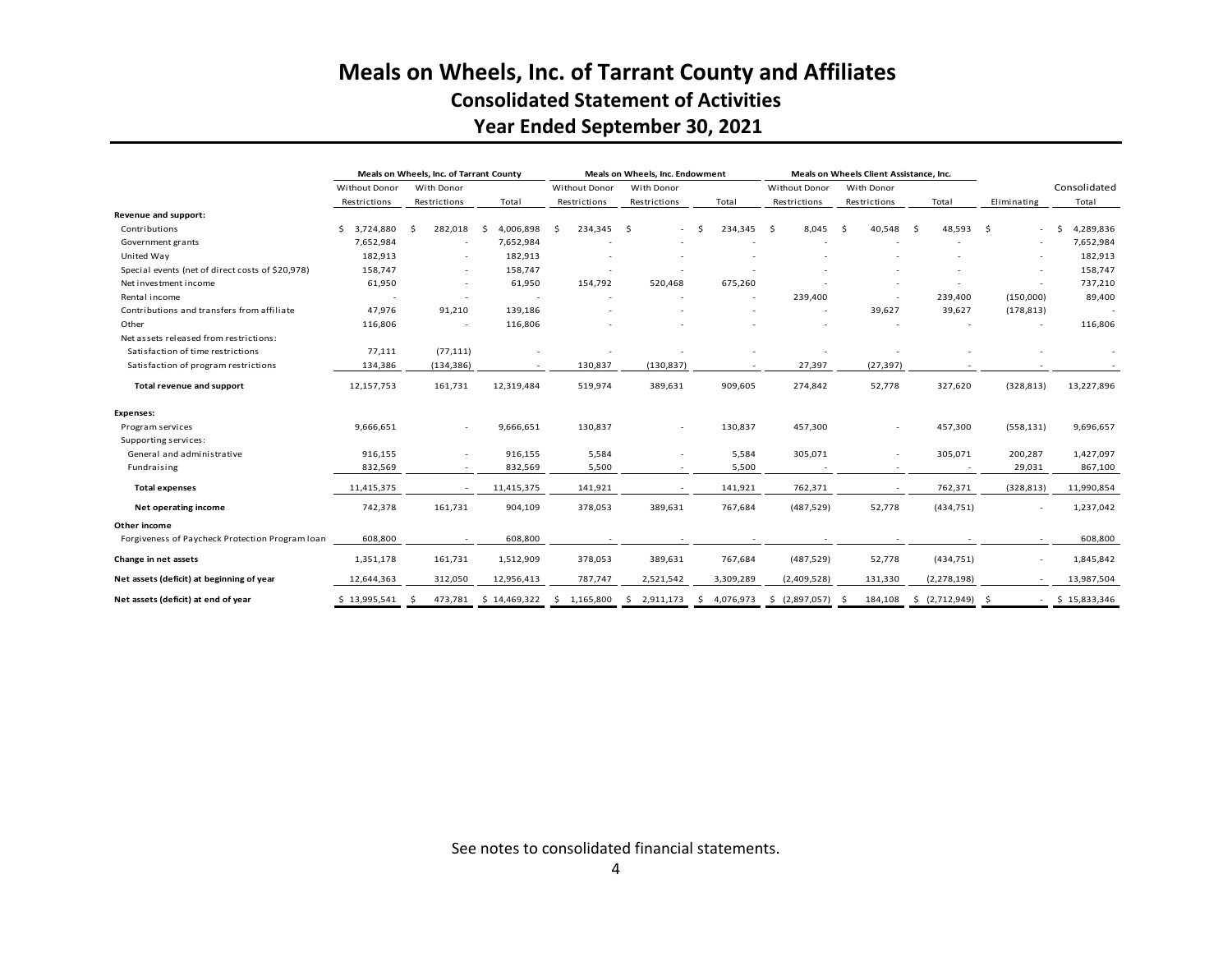# Meals on Wheels, Inc. of Tarrant County and Affiliates

## Consolidated Statement of Activities

## Year Ended September 30, 2021

| | Meals on Wheels, Inc. of Tarrant County | | | Meals on Wheels, Inc. Endowment | | | Meals on Wheels Client Assistance, Inc. | | | | |
|---|---|---|---|---|---|---|---|---|---|---|---|
| | Without Donor Restrictions | With Donor Restrictions | Total | Without Donor Restrictions | With Donor Restrictions | Total | Without Donor Restrictions | With Donor Restrictions | Total | Eliminating | Consolidated Total |
| **Revenue and support:** | | | | | | | | | | | |
| Contributions | $ 3,724,880 | $ 282,018 | $ 4,006,898 | $ 234,345 | $ - | $ 234,345 | $ 8,045 | $ 40,548 | $ 48,593 | $ - | $ 4,289,836 |
| Government grants | 7,652,984 | - | 7,652,984 | - | - | - | - | - | - | - | 7,652,984 |
| United Way | 182,913 | - | 182,913 | - | - | - | - | - | - | - | 182,913 |
| Special events (net of direct costs of $20,978) | 158,747 | - | 158,747 | - | - | - | - | - | - | - | 158,747 |
| Net investment income | 61,950 | - | 61,950 | 154,792 | 520,468 | 675,260 | - | - | - | - | 737,210 |
| Rental income | - | - | - | - | - | - | 239,400 | - | 239,400 | (150,000) | 89,400 |
| Contributions and transfers from affiliate | 47,976 | 91,210 | 139,186 | - | - | - | - | 39,627 | 39,627 | (178,813) | - |
| Other | 116,806 | - | 116,806 | - | - | - | - | - | - | - | 116,806 |
| Net assets released from restrictions: | | | | | | | | | | | |
| Satisfaction of time restrictions | 77,111 | (77,111) | - | - | - | - | - | - | - | - | - |
| Satisfaction of program restrictions | 134,386 | (134,386) | - | 130,837 | (130,837) | - | 27,397 | (27,397) | - | - | - |
| **Total revenue and support** | 12,157,753 | 161,731 | 12,319,484 | 519,974 | 389,631 | 909,605 | 274,842 | 52,778 | 327,620 | (328,813) | 13,227,896 |
| **Expenses:** | | | | | | | | | | | |
| Program services | 9,666,651 | - | 9,666,651 | 130,837 | - | 130,837 | 457,300 | - | 457,300 | (558,131) | 9,696,657 |
| Supporting services: | | | | | | | | | | | |
| General and administrative | 916,155 | - | 916,155 | 5,584 | - | 5,584 | 305,071 | - | 305,071 | 200,287 | 1,427,097 |
| Fundraising | 832,569 | - | 832,569 | 5,500 | - | 5,500 | - | - | - | 29,031 | 867,100 |
| **Total expenses** | 11,415,375 | - | 11,415,375 | 141,921 | - | 141,921 | 762,371 | - | 762,371 | (328,813) | 11,990,854 |
| **Net operating income** | 742,378 | 161,731 | 904,109 | 378,053 | 389,631 | 767,684 | (487,529) | 52,778 | (434,751) | - | 1,237,042 |
| **Other income** | | | | | | | | | | | |
| Forgiveness of Paycheck Protection Program loan | 608,800 | - | 608,800 | - | - | - | - | - | - | - | 608,800 |
| **Change in net assets** | 1,351,178 | 161,731 | 1,512,909 | 378,053 | 389,631 | 767,684 | (487,529) | 52,778 | (434,751) | - | 1,845,842 |
| **Net assets (deficit) at beginning of year** | 12,644,363 | 312,050 | 12,956,413 | 787,747 | 2,521,542 | 3,309,289 | (2,409,528) | 131,330 | (2,278,198) | - | 13,987,504 |
| **Net assets (deficit) at end of year** | $ 13,995,541 | $ 473,781 | $ 14,469,322 | $ 1,165,800 | $ 2,911,173 | $ 4,076,973 | $ (2,897,057) | $ 184,108 | $ (2,712,949) | $ - | $ 15,833,346 |

See notes to consolidated financial statements.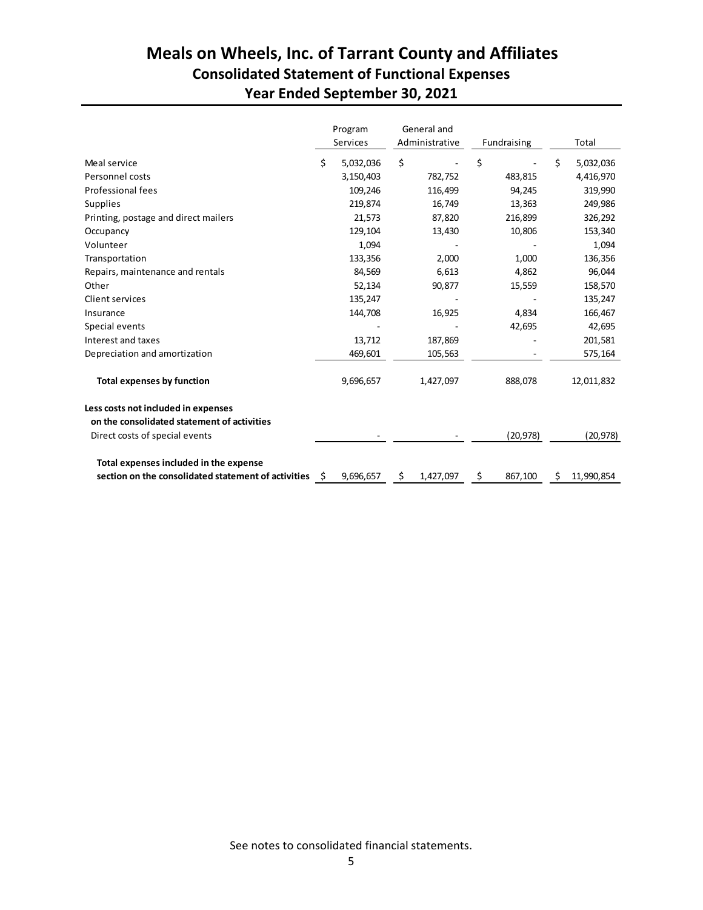# Meals on Wheels, Inc. of Tarrant County and Affiliates
## Consolidated Statement of Functional Expenses
## Year Ended September 30, 2021

| | Program Services | General and Administrative | Fundraising | Total |
|---|---|---|---|---|
| Meal service | $ 5,032,036 | $ - | $ - | $ 5,032,036 |
| Personnel costs | 3,150,403 | 782,752 | 483,815 | 4,416,970 |
| Professional fees | 109,246 | 116,499 | 94,245 | 319,990 |
| Supplies | 219,874 | 16,749 | 13,363 | 249,986 |
| Printing, postage and direct mailers | 21,573 | 87,820 | 216,899 | 326,292 |
| Occupancy | 129,104 | 13,430 | 10,806 | 153,340 |
| Volunteer | 1,094 | - | - | 1,094 |
| Transportation | 133,356 | 2,000 | 1,000 | 136,356 |
| Repairs, maintenance and rentals | 84,569 | 6,613 | 4,862 | 96,044 |
| Other | 52,134 | 90,877 | 15,559 | 158,570 |
| Client services | 135,247 | - | - | 135,247 |
| Insurance | 144,708 | 16,925 | 4,834 | 166,467 |
| Special events | - | - | 42,695 | 42,695 |
| Interest and taxes | 13,712 | 187,869 | - | 201,581 |
| Depreciation and amortization | 469,601 | 105,563 | - | 575,164 |
| **Total expenses by function** | 9,696,657 | 1,427,097 | 888,078 | 12,011,832 |
| **Less costs not included in expenses on the consolidated statement of activities** | | | | |
| Direct costs of special events | - | - | (20,978) | (20,978) |
| **Total expenses included in the expense section on the consolidated statement of activities** | $ 9,696,657 | $ 1,427,097 | $ 867,100 | $ 11,990,854 |

See notes to consolidated financial statements.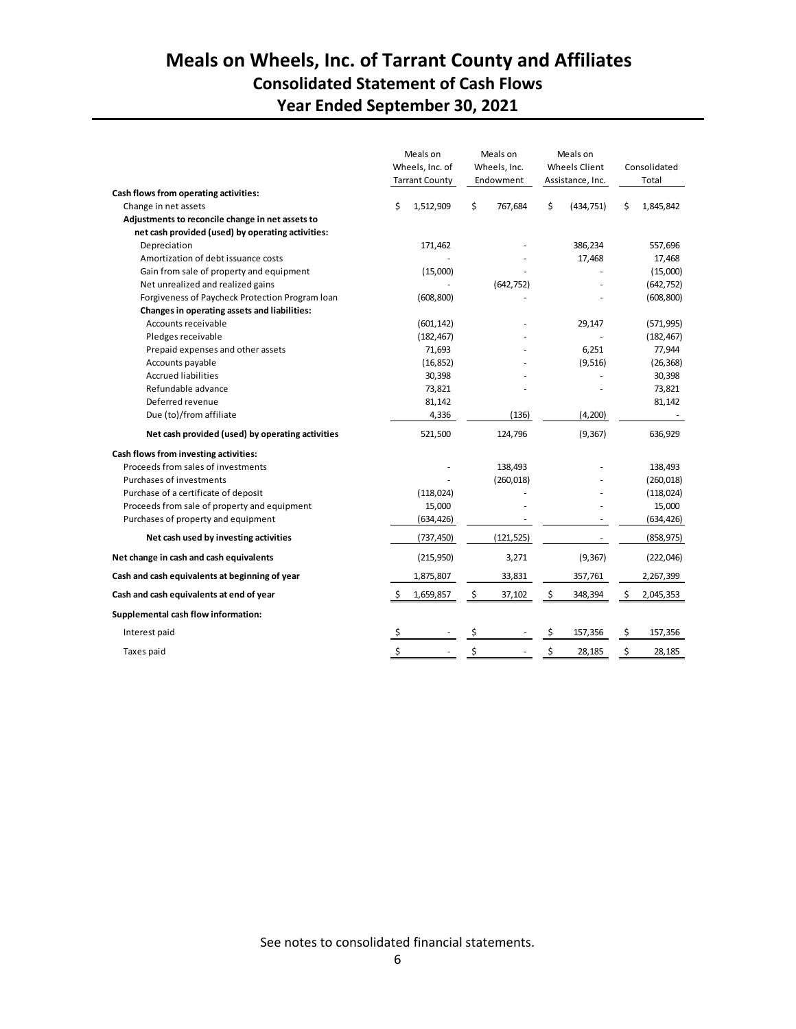# Meals on Wheels, Inc. of Tarrant County and Affiliates

## Consolidated Statement of Cash Flows

## Year Ended September 30, 2021

| | Meals on Wheels, Inc. of Tarrant County | Meals on Wheels, Inc. Endowment | Meals on Wheels Client Assistance, Inc. | Consolidated Total |
|---|---|---|---|---|
| **Cash flows from operating activities:** | | | | |
| Change in net assets | $ 1,512,909 | $ 767,684 | $ (434,751) | $ 1,845,842 |
| **Adjustments to reconcile change in net assets to net cash provided (used) by operating activities:** | | | | |
| Depreciation | 171,462 | - | 386,234 | 557,696 |
| Amortization of debt issuance costs | - | - | 17,468 | 17,468 |
| Gain from sale of property and equipment | (15,000) | - | - | (15,000) |
| Net unrealized and realized gains | - | (642,752) | - | (642,752) |
| Forgiveness of Paycheck Protection Program loan | (608,800) | - | - | (608,800) |
| **Changes in operating assets and liabilities:** | | | | |
| Accounts receivable | (601,142) | - | 29,147 | (571,995) |
| Pledges receivable | (182,467) | - | - | (182,467) |
| Prepaid expenses and other assets | 71,693 | - | 6,251 | 77,944 |
| Accounts payable | (16,852) | - | (9,516) | (26,368) |
| Accrued liabilities | 30,398 | - | - | 30,398 |
| Refundable advance | 73,821 | - | - | 73,821 |
| Deferred revenue | 81,142 | | | 81,142 |
| Due (to)/from affiliate | 4,336 | (136) | (4,200) | - |
| **Net cash provided (used) by operating activities** | 521,500 | 124,796 | (9,367) | 636,929 |
| **Cash flows from investing activities:** | | | | |
| Proceeds from sales of investments | - | 138,493 | - | 138,493 |
| Purchases of investments | - | (260,018) | - | (260,018) |
| Purchase of a certificate of deposit | (118,024) | - | - | (118,024) |
| Proceeds from sale of property and equipment | 15,000 | - | - | 15,000 |
| Purchases of property and equipment | (634,426) | - | - | (634,426) |
| **Net cash used by investing activities** | (737,450) | (121,525) | - | (858,975) |
| **Net change in cash and cash equivalents** | (215,950) | 3,271 | (9,367) | (222,046) |
| **Cash and cash equivalents at beginning of year** | 1,875,807 | 33,831 | 357,761 | 2,267,399 |
| **Cash and cash equivalents at end of year** | $ 1,659,857 | $ 37,102 | $ 348,394 | $ 2,045,353 |
| **Supplemental cash flow information:** | | | | |
| Interest paid | $ - | $ - | $ 157,356 | $ 157,356 |
| Taxes paid | $ - | $ - | $ 28,185 | $ 28,185 |

See notes to consolidated financial statements.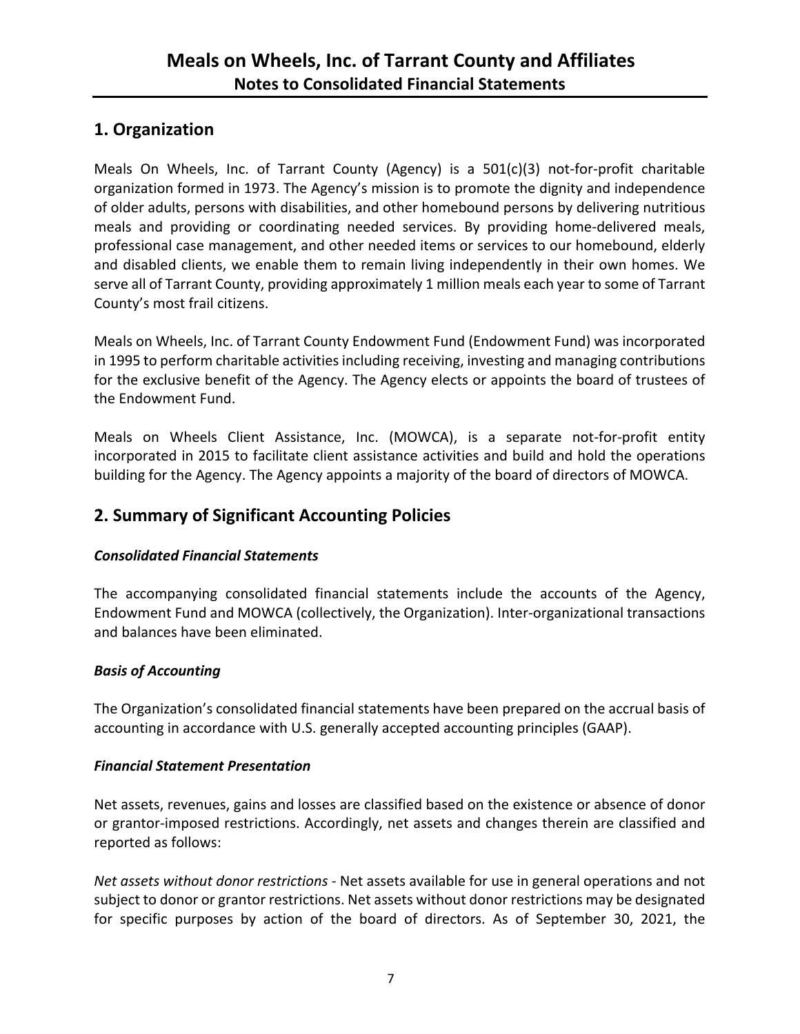## 1. Organization

Meals On Wheels, Inc. of Tarrant County (Agency) is a 501(c)(3) not-for-profit charitable organization formed in 1973. The Agency's mission is to promote the dignity and independence of older adults, persons with disabilities, and other homebound persons by delivering nutritious meals and providing or coordinating needed services. By providing home-delivered meals, professional case management, and other needed items or services to our homebound, elderly and disabled clients, we enable them to remain living independently in their own homes. We serve all of Tarrant County, providing approximately 1 million meals each year to some of Tarrant County's most frail citizens.

Meals on Wheels, Inc. of Tarrant County Endowment Fund (Endowment Fund) was incorporated in 1995 to perform charitable activities including receiving, investing and managing contributions for the exclusive benefit of the Agency. The Agency elects or appoints the board of trustees of the Endowment Fund.

Meals on Wheels Client Assistance, Inc. (MOWCA), is a separate not-for-profit entity incorporated in 2015 to facilitate client assistance activities and build and hold the operations building for the Agency. The Agency appoints a majority of the board of directors of MOWCA.

## 2. Summary of Significant Accounting Policies

### *Consolidated Financial Statements*

The accompanying consolidated financial statements include the accounts of the Agency, Endowment Fund and MOWCA (collectively, the Organization). Inter-organizational transactions and balances have been eliminated.

### *Basis of Accounting*

The Organization's consolidated financial statements have been prepared on the accrual basis of accounting in accordance with U.S. generally accepted accounting principles (GAAP).

### *Financial Statement Presentation*

Net assets, revenues, gains and losses are classified based on the existence or absence of donor or grantor-imposed restrictions. Accordingly, net assets and changes therein are classified and reported as follows:

*Net assets without donor restrictions* - Net assets available for use in general operations and not subject to donor or grantor restrictions. Net assets without donor restrictions may be designated for specific purposes by action of the board of directors. As of September 30, 2021, the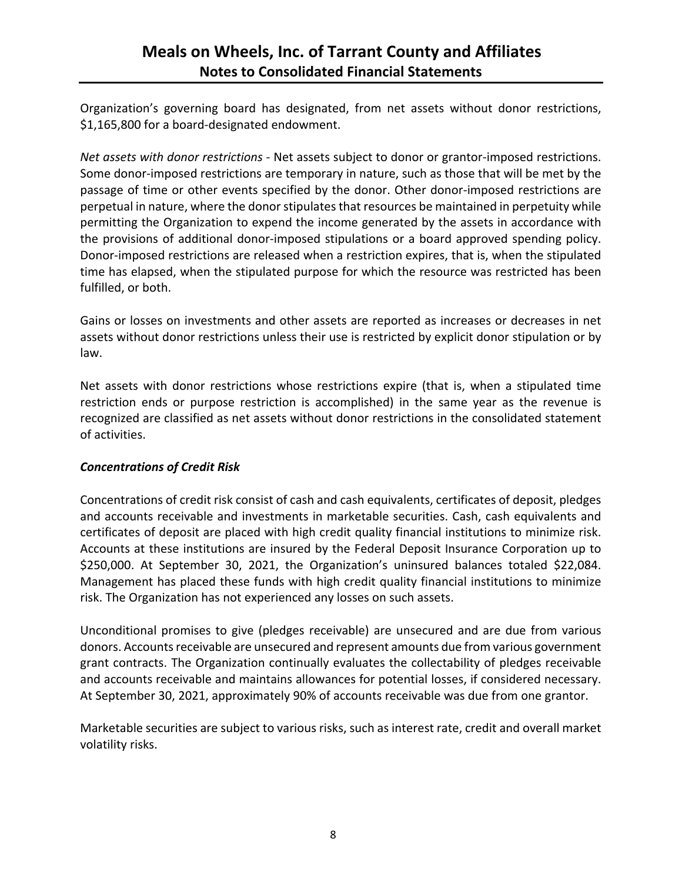Organization's governing board has designated, from net assets without donor restrictions, $1,165,800 for a board-designated endowment.

*Net assets with donor restrictions* - Net assets subject to donor or grantor-imposed restrictions. Some donor-imposed restrictions are temporary in nature, such as those that will be met by the passage of time or other events specified by the donor. Other donor-imposed restrictions are perpetual in nature, where the donor stipulates that resources be maintained in perpetuity while permitting the Organization to expend the income generated by the assets in accordance with the provisions of additional donor-imposed stipulations or a board approved spending policy. Donor-imposed restrictions are released when a restriction expires, that is, when the stipulated time has elapsed, when the stipulated purpose for which the resource was restricted has been fulfilled, or both.

Gains or losses on investments and other assets are reported as increases or decreases in net assets without donor restrictions unless their use is restricted by explicit donor stipulation or by law.

Net assets with donor restrictions whose restrictions expire (that is, when a stipulated time restriction ends or purpose restriction is accomplished) in the same year as the revenue is recognized are classified as net assets without donor restrictions in the consolidated statement of activities.

### *Concentrations of Credit Risk*

Concentrations of credit risk consist of cash and cash equivalents, certificates of deposit, pledges and accounts receivable and investments in marketable securities. Cash, cash equivalents and certificates of deposit are placed with high credit quality financial institutions to minimize risk. Accounts at these institutions are insured by the Federal Deposit Insurance Corporation up to $250,000. At September 30, 2021, the Organization's uninsured balances totaled $22,084. Management has placed these funds with high credit quality financial institutions to minimize risk. The Organization has not experienced any losses on such assets.

Unconditional promises to give (pledges receivable) are unsecured and are due from various donors. Accounts receivable are unsecured and represent amounts due from various government grant contracts. The Organization continually evaluates the collectability of pledges receivable and accounts receivable and maintains allowances for potential losses, if considered necessary. At September 30, 2021, approximately 90% of accounts receivable was due from one grantor.

Marketable securities are subject to various risks, such as interest rate, credit and overall market volatility risks.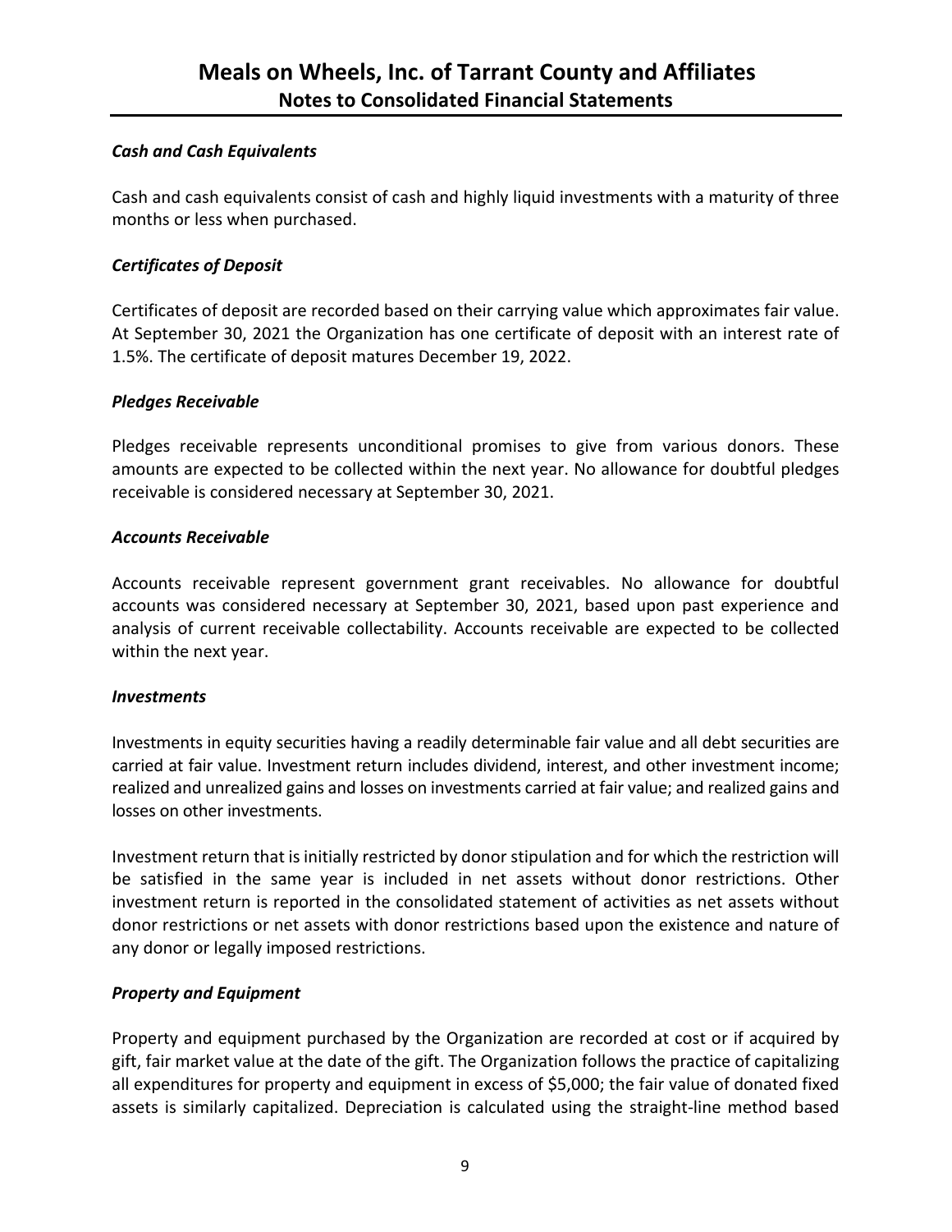### *Cash and Cash Equivalents*

Cash and cash equivalents consist of cash and highly liquid investments with a maturity of three months or less when purchased.

### *Certificates of Deposit*

Certificates of deposit are recorded based on their carrying value which approximates fair value. At September 30, 2021 the Organization has one certificate of deposit with an interest rate of 1.5%. The certificate of deposit matures December 19, 2022.

### *Pledges Receivable*

Pledges receivable represents unconditional promises to give from various donors. These amounts are expected to be collected within the next year. No allowance for doubtful pledges receivable is considered necessary at September 30, 2021.

### *Accounts Receivable*

Accounts receivable represent government grant receivables. No allowance for doubtful accounts was considered necessary at September 30, 2021, based upon past experience and analysis of current receivable collectability. Accounts receivable are expected to be collected within the next year.

### *Investments*

Investments in equity securities having a readily determinable fair value and all debt securities are carried at fair value. Investment return includes dividend, interest, and other investment income; realized and unrealized gains and losses on investments carried at fair value; and realized gains and losses on other investments.

Investment return that is initially restricted by donor stipulation and for which the restriction will be satisfied in the same year is included in net assets without donor restrictions. Other investment return is reported in the consolidated statement of activities as net assets without donor restrictions or net assets with donor restrictions based upon the existence and nature of any donor or legally imposed restrictions.

### *Property and Equipment*

Property and equipment purchased by the Organization are recorded at cost or if acquired by gift, fair market value at the date of the gift. The Organization follows the practice of capitalizing all expenditures for property and equipment in excess of $5,000; the fair value of donated fixed assets is similarly capitalized. Depreciation is calculated using the straight-line method based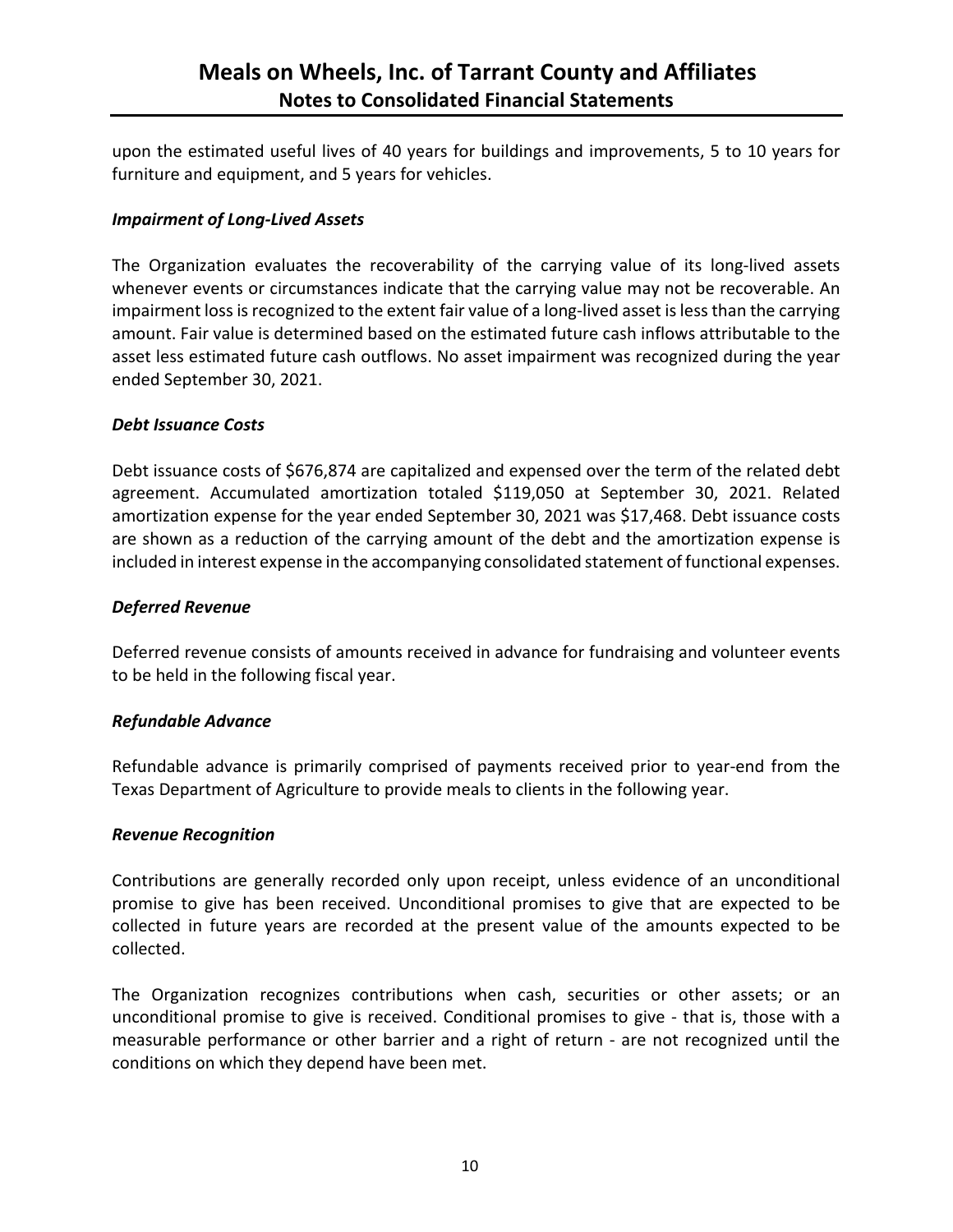upon the estimated useful lives of 40 years for buildings and improvements, 5 to 10 years for furniture and equipment, and 5 years for vehicles.

***Impairment of Long-Lived Assets***

The Organization evaluates the recoverability of the carrying value of its long-lived assets whenever events or circumstances indicate that the carrying value may not be recoverable. An impairment loss is recognized to the extent fair value of a long-lived asset is less than the carrying amount. Fair value is determined based on the estimated future cash inflows attributable to the asset less estimated future cash outflows. No asset impairment was recognized during the year ended September 30, 2021.

***Debt Issuance Costs***

Debt issuance costs of $676,874 are capitalized and expensed over the term of the related debt agreement. Accumulated amortization totaled $119,050 at September 30, 2021. Related amortization expense for the year ended September 30, 2021 was $17,468. Debt issuance costs are shown as a reduction of the carrying amount of the debt and the amortization expense is included in interest expense in the accompanying consolidated statement of functional expenses.

***Deferred Revenue***

Deferred revenue consists of amounts received in advance for fundraising and volunteer events to be held in the following fiscal year.

***Refundable Advance***

Refundable advance is primarily comprised of payments received prior to year-end from the Texas Department of Agriculture to provide meals to clients in the following year.

***Revenue Recognition***

Contributions are generally recorded only upon receipt, unless evidence of an unconditional promise to give has been received. Unconditional promises to give that are expected to be collected in future years are recorded at the present value of the amounts expected to be collected.

The Organization recognizes contributions when cash, securities or other assets; or an unconditional promise to give is received. Conditional promises to give - that is, those with a measurable performance or other barrier and a right of return - are not recognized until the conditions on which they depend have been met.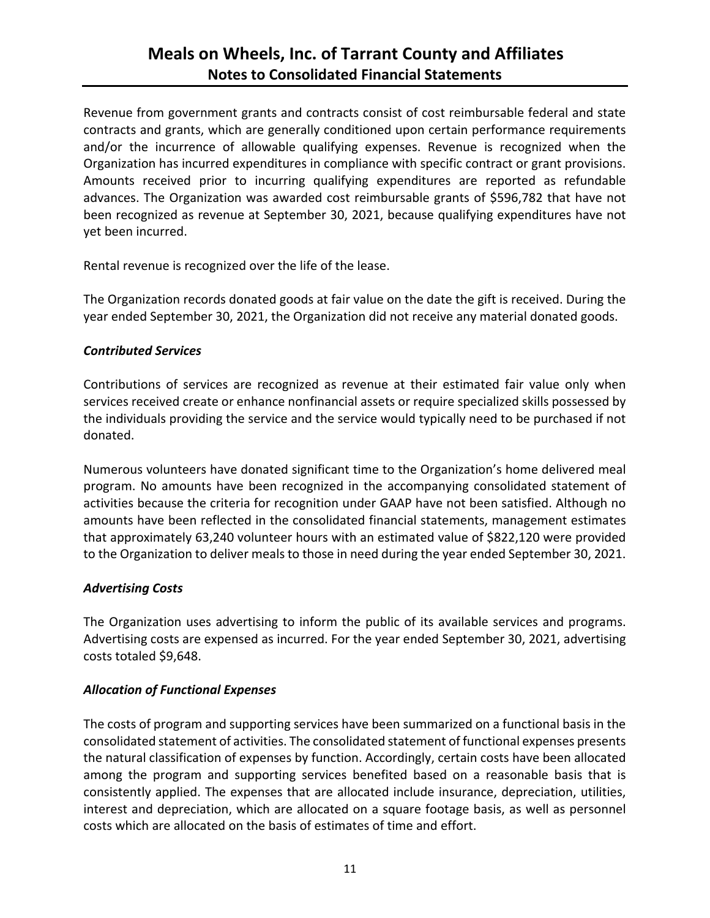Revenue from government grants and contracts consist of cost reimbursable federal and state contracts and grants, which are generally conditioned upon certain performance requirements and/or the incurrence of allowable qualifying expenses. Revenue is recognized when the Organization has incurred expenditures in compliance with specific contract or grant provisions. Amounts received prior to incurring qualifying expenditures are reported as refundable advances. The Organization was awarded cost reimbursable grants of $596,782 that have not been recognized as revenue at September 30, 2021, because qualifying expenditures have not yet been incurred.

Rental revenue is recognized over the life of the lease.

The Organization records donated goods at fair value on the date the gift is received. During the year ended September 30, 2021, the Organization did not receive any material donated goods.

### *Contributed Services*

Contributions of services are recognized as revenue at their estimated fair value only when services received create or enhance nonfinancial assets or require specialized skills possessed by the individuals providing the service and the service would typically need to be purchased if not donated.

Numerous volunteers have donated significant time to the Organization's home delivered meal program. No amounts have been recognized in the accompanying consolidated statement of activities because the criteria for recognition under GAAP have not been satisfied. Although no amounts have been reflected in the consolidated financial statements, management estimates that approximately 63,240 volunteer hours with an estimated value of $822,120 were provided to the Organization to deliver meals to those in need during the year ended September 30, 2021.

### *Advertising Costs*

The Organization uses advertising to inform the public of its available services and programs. Advertising costs are expensed as incurred. For the year ended September 30, 2021, advertising costs totaled $9,648.

### *Allocation of Functional Expenses*

The costs of program and supporting services have been summarized on a functional basis in the consolidated statement of activities. The consolidated statement of functional expenses presents the natural classification of expenses by function. Accordingly, certain costs have been allocated among the program and supporting services benefited based on a reasonable basis that is consistently applied. The expenses that are allocated include insurance, depreciation, utilities, interest and depreciation, which are allocated on a square footage basis, as well as personnel costs which are allocated on the basis of estimates of time and effort.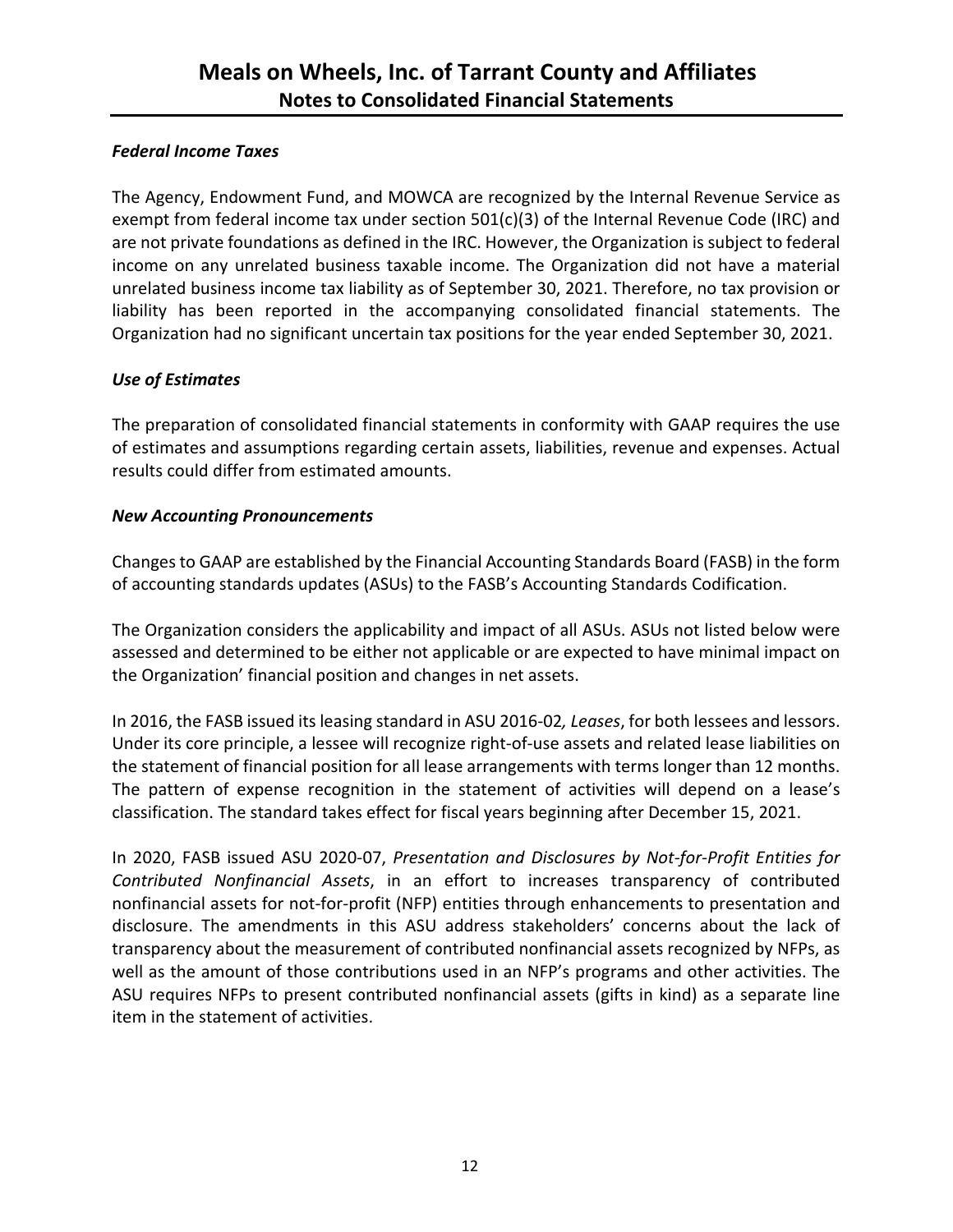### *Federal Income Taxes*

The Agency, Endowment Fund, and MOWCA are recognized by the Internal Revenue Service as exempt from federal income tax under section 501(c)(3) of the Internal Revenue Code (IRC) and are not private foundations as defined in the IRC. However, the Organization is subject to federal income on any unrelated business taxable income. The Organization did not have a material unrelated business income tax liability as of September 30, 2021. Therefore, no tax provision or liability has been reported in the accompanying consolidated financial statements. The Organization had no significant uncertain tax positions for the year ended September 30, 2021.

### *Use of Estimates*

The preparation of consolidated financial statements in conformity with GAAP requires the use of estimates and assumptions regarding certain assets, liabilities, revenue and expenses. Actual results could differ from estimated amounts.

### *New Accounting Pronouncements*

Changes to GAAP are established by the Financial Accounting Standards Board (FASB) in the form of accounting standards updates (ASUs) to the FASB's Accounting Standards Codification.

The Organization considers the applicability and impact of all ASUs. ASUs not listed below were assessed and determined to be either not applicable or are expected to have minimal impact on the Organization' financial position and changes in net assets.

In 2016, the FASB issued its leasing standard in ASU 2016-02*, Leases*, for both lessees and lessors. Under its core principle, a lessee will recognize right-of-use assets and related lease liabilities on the statement of financial position for all lease arrangements with terms longer than 12 months. The pattern of expense recognition in the statement of activities will depend on a lease's classification. The standard takes effect for fiscal years beginning after December 15, 2021.

In 2020, FASB issued ASU 2020-07, *Presentation and Disclosures by Not-for-Profit Entities for Contributed Nonfinancial Assets*, in an effort to increases transparency of contributed nonfinancial assets for not-for-profit (NFP) entities through enhancements to presentation and disclosure. The amendments in this ASU address stakeholders' concerns about the lack of transparency about the measurement of contributed nonfinancial assets recognized by NFPs, as well as the amount of those contributions used in an NFP's programs and other activities. The ASU requires NFPs to present contributed nonfinancial assets (gifts in kind) as a separate line item in the statement of activities.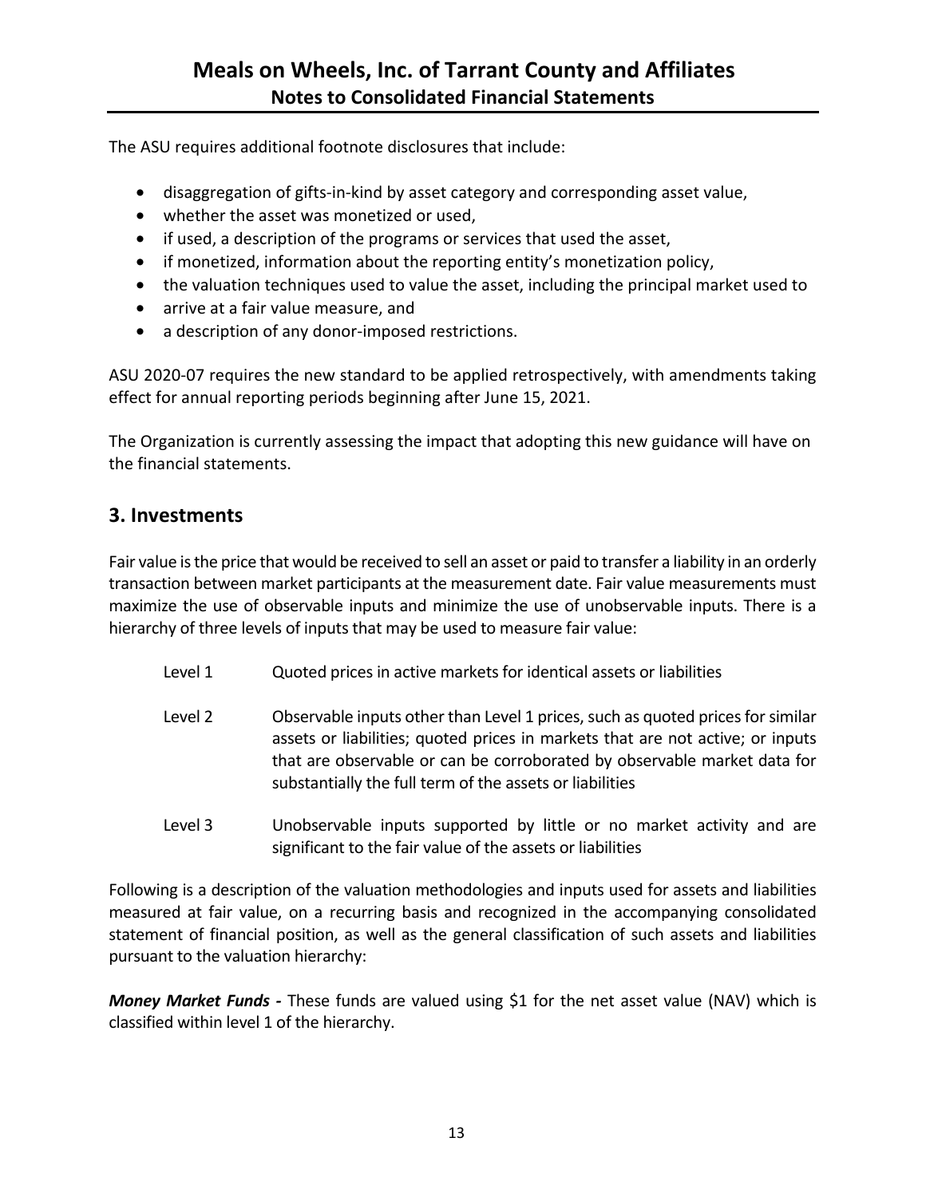The ASU requires additional footnote disclosures that include:

- disaggregation of gifts-in-kind by asset category and corresponding asset value,
- whether the asset was monetized or used,
- if used, a description of the programs or services that used the asset,
- if monetized, information about the reporting entity's monetization policy,
- the valuation techniques used to value the asset, including the principal market used to
- arrive at a fair value measure, and
- a description of any donor-imposed restrictions.

ASU 2020-07 requires the new standard to be applied retrospectively, with amendments taking effect for annual reporting periods beginning after June 15, 2021.

The Organization is currently assessing the impact that adopting this new guidance will have on the financial statements.

## 3. Investments

Fair value is the price that would be received to sell an asset or paid to transfer a liability in an orderly transaction between market participants at the measurement date. Fair value measurements must maximize the use of observable inputs and minimize the use of unobservable inputs. There is a hierarchy of three levels of inputs that may be used to measure fair value:

| | |
|---|---|
| Level 1 | Quoted prices in active markets for identical assets or liabilities |
| Level 2 | Observable inputs other than Level 1 prices, such as quoted prices for similar assets or liabilities; quoted prices in markets that are not active; or inputs that are observable or can be corroborated by observable market data for substantially the full term of the assets or liabilities |
| Level 3 | Unobservable inputs supported by little or no market activity and are significant to the fair value of the assets or liabilities |

Following is a description of the valuation methodologies and inputs used for assets and liabilities measured at fair value, on a recurring basis and recognized in the accompanying consolidated statement of financial position, as well as the general classification of such assets and liabilities pursuant to the valuation hierarchy:

***Money Market Funds -*** These funds are valued using $1 for the net asset value (NAV) which is classified within level 1 of the hierarchy.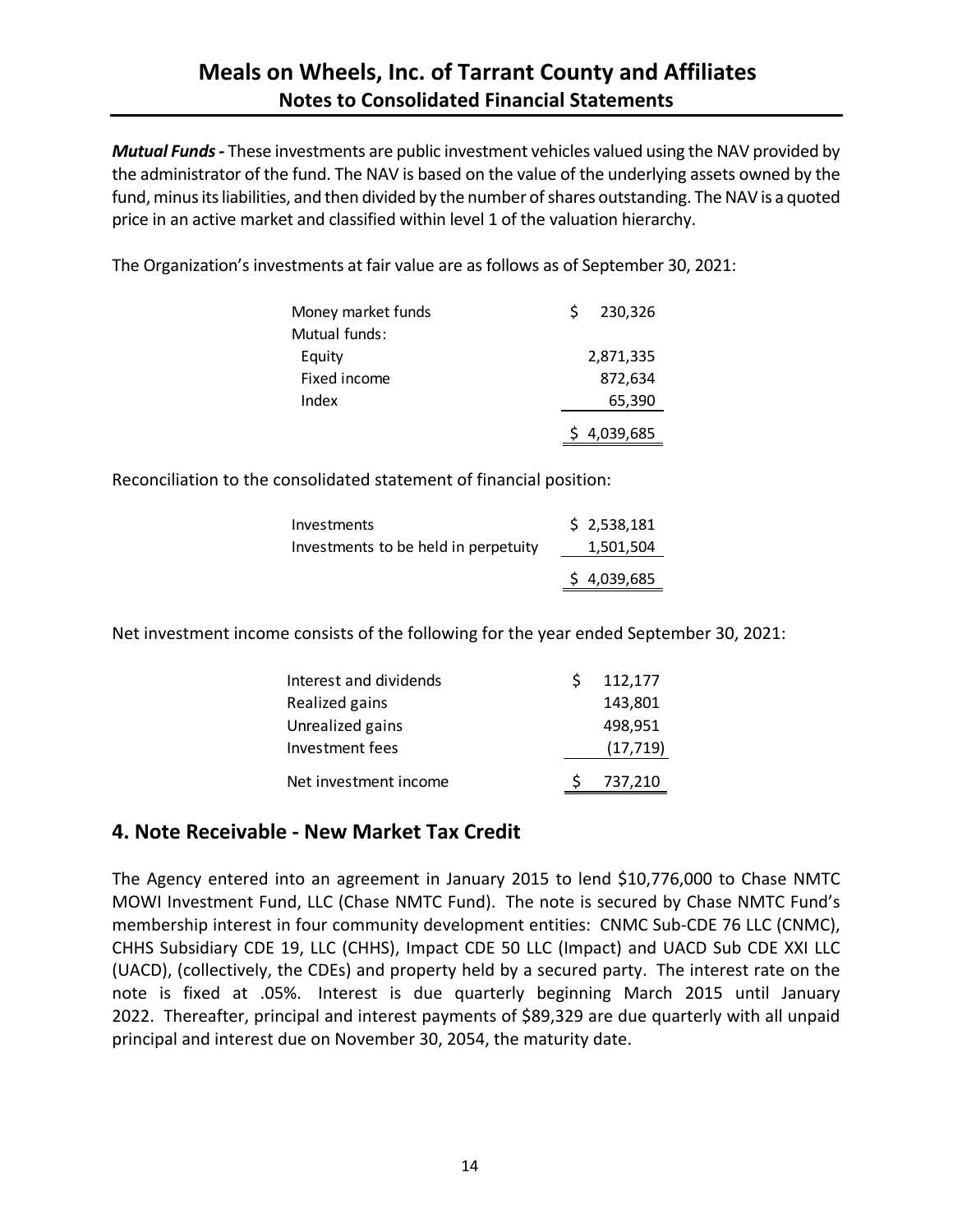***Mutual Funds -*** These investments are public investment vehicles valued using the NAV provided by the administrator of the fund. The NAV is based on the value of the underlying assets owned by the fund, minus its liabilities, and then divided by the number of shares outstanding. The NAV is a quoted price in an active market and classified within level 1 of the valuation hierarchy.

The Organization's investments at fair value are as follows as of September 30, 2021:

| | |
|---|---|
| Money market funds | $ 230,326 |
| Mutual funds: | |
| Equity | 2,871,335 |
| Fixed income | 872,634 |
| Index | 65,390 |
| | $ 4,039,685 |

Reconciliation to the consolidated statement of financial position:

| | |
|---|---|
| Investments | $ 2,538,181 |
| Investments to be held in perpetuity | 1,501,504 |
| | $ 4,039,685 |

Net investment income consists of the following for the year ended September 30, 2021:

| | |
|---|---|
| Interest and dividends | $ 112,177 |
| Realized gains | 143,801 |
| Unrealized gains | 498,951 |
| Investment fees | (17,719) |
| Net investment income | $ 737,210 |

## 4. Note Receivable - New Market Tax Credit

The Agency entered into an agreement in January 2015 to lend $10,776,000 to Chase NMTC MOWI Investment Fund, LLC (Chase NMTC Fund). The note is secured by Chase NMTC Fund's membership interest in four community development entities: CNMC Sub-CDE 76 LLC (CNMC), CHHS Subsidiary CDE 19, LLC (CHHS), Impact CDE 50 LLC (Impact) and UACD Sub CDE XXI LLC (UACD), (collectively, the CDEs) and property held by a secured party. The interest rate on the note is fixed at .05%. Interest is due quarterly beginning March 2015 until January 2022. Thereafter, principal and interest payments of $89,329 are due quarterly with all unpaid principal and interest due on November 30, 2054, the maturity date.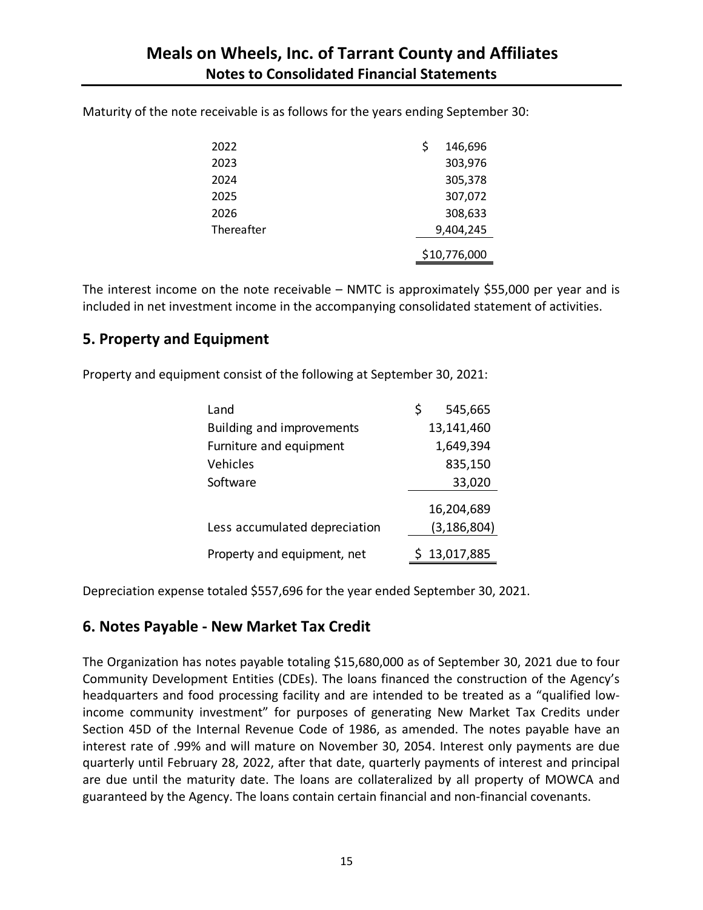Maturity of the note receivable is as follows for the years ending September 30:

| | |
|---|---|
| 2022 | $ 146,696 |
| 2023 | 303,976 |
| 2024 | 305,378 |
| 2025 | 307,072 |
| 2026 | 308,633 |
| Thereafter | 9,404,245 |
| | $10,776,000 |

The interest income on the note receivable – NMTC is approximately $55,000 per year and is included in net investment income in the accompanying consolidated statement of activities.

## 5. Property and Equipment

Property and equipment consist of the following at September 30, 2021:

| | |
|---|---|
| Land | $ 545,665 |
| Building and improvements | 13,141,460 |
| Furniture and equipment | 1,649,394 |
| Vehicles | 835,150 |
| Software | 33,020 |
| | 16,204,689 |
| Less accumulated depreciation | (3,186,804) |
| Property and equipment, net | $ 13,017,885 |

Depreciation expense totaled $557,696 for the year ended September 30, 2021.

## 6. Notes Payable - New Market Tax Credit

The Organization has notes payable totaling $15,680,000 as of September 30, 2021 due to four Community Development Entities (CDEs). The loans financed the construction of the Agency's headquarters and food processing facility and are intended to be treated as a "qualified low-income community investment" for purposes of generating New Market Tax Credits under Section 45D of the Internal Revenue Code of 1986, as amended. The notes payable have an interest rate of .99% and will mature on November 30, 2054. Interest only payments are due quarterly until February 28, 2022, after that date, quarterly payments of interest and principal are due until the maturity date. The loans are collateralized by all property of MOWCA and guaranteed by the Agency. The loans contain certain financial and non-financial covenants.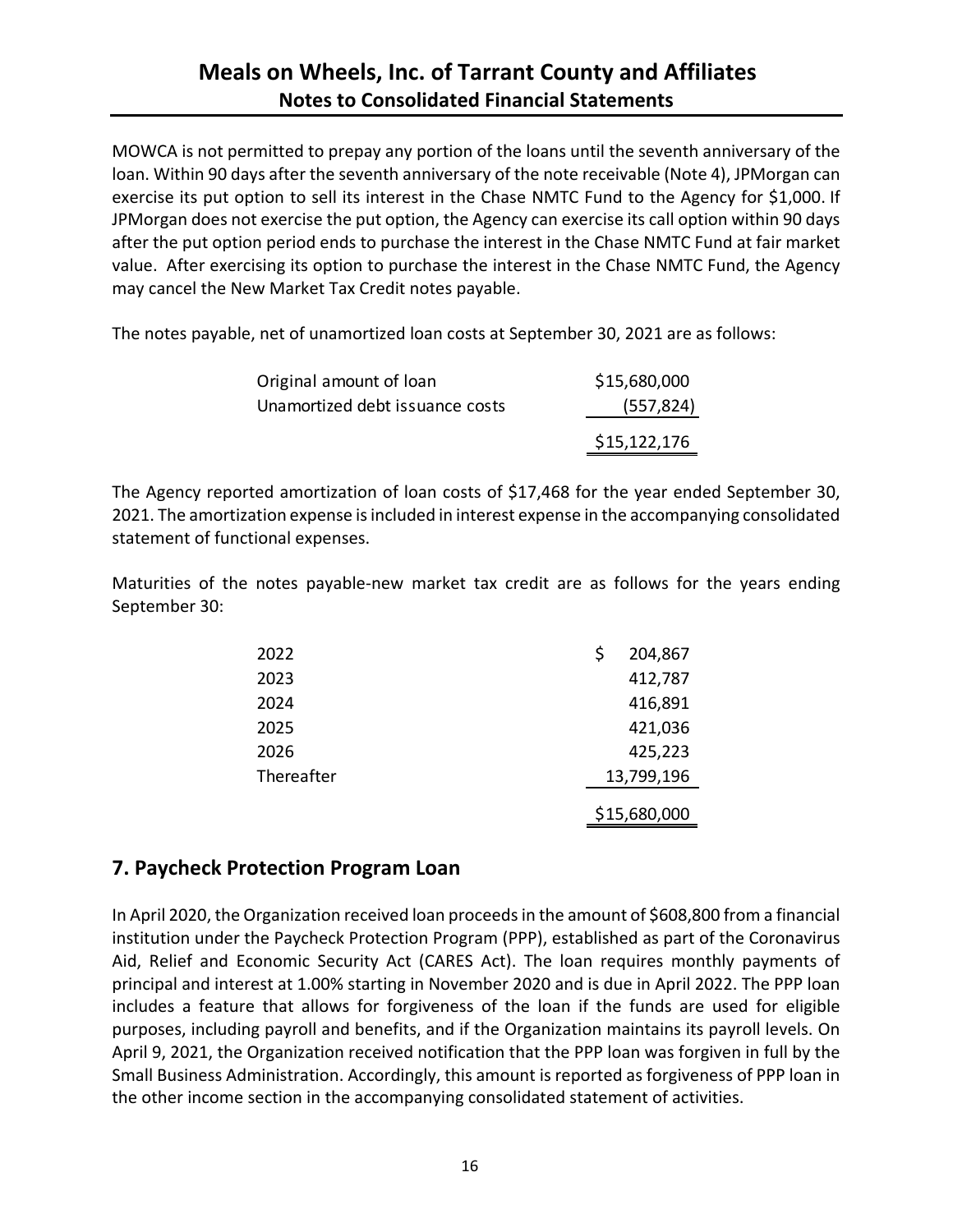MOWCA is not permitted to prepay any portion of the loans until the seventh anniversary of the loan. Within 90 days after the seventh anniversary of the note receivable (Note 4), JPMorgan can exercise its put option to sell its interest in the Chase NMTC Fund to the Agency for $1,000. If JPMorgan does not exercise the put option, the Agency can exercise its call option within 90 days after the put option period ends to purchase the interest in the Chase NMTC Fund at fair market value. After exercising its option to purchase the interest in the Chase NMTC Fund, the Agency may cancel the New Market Tax Credit notes payable.

The notes payable, net of unamortized loan costs at September 30, 2021 are as follows:

| | |
|---|---|
| Original amount of loan | $15,680,000 |
| Unamortized debt issuance costs | (557,824) |
| | $15,122,176 |

The Agency reported amortization of loan costs of $17,468 for the year ended September 30, 2021. The amortization expense is included in interest expense in the accompanying consolidated statement of functional expenses.

Maturities of the notes payable-new market tax credit are as follows for the years ending September 30:

| | |
|---|---|
| 2022 | $ 204,867 |
| 2023 | 412,787 |
| 2024 | 416,891 |
| 2025 | 421,036 |
| 2026 | 425,223 |
| Thereafter | 13,799,196 |
| | $15,680,000 |

## 7. Paycheck Protection Program Loan

In April 2020, the Organization received loan proceeds in the amount of $608,800 from a financial institution under the Paycheck Protection Program (PPP), established as part of the Coronavirus Aid, Relief and Economic Security Act (CARES Act). The loan requires monthly payments of principal and interest at 1.00% starting in November 2020 and is due in April 2022. The PPP loan includes a feature that allows for forgiveness of the loan if the funds are used for eligible purposes, including payroll and benefits, and if the Organization maintains its payroll levels. On April 9, 2021, the Organization received notification that the PPP loan was forgiven in full by the Small Business Administration. Accordingly, this amount is reported as forgiveness of PPP loan in the other income section in the accompanying consolidated statement of activities.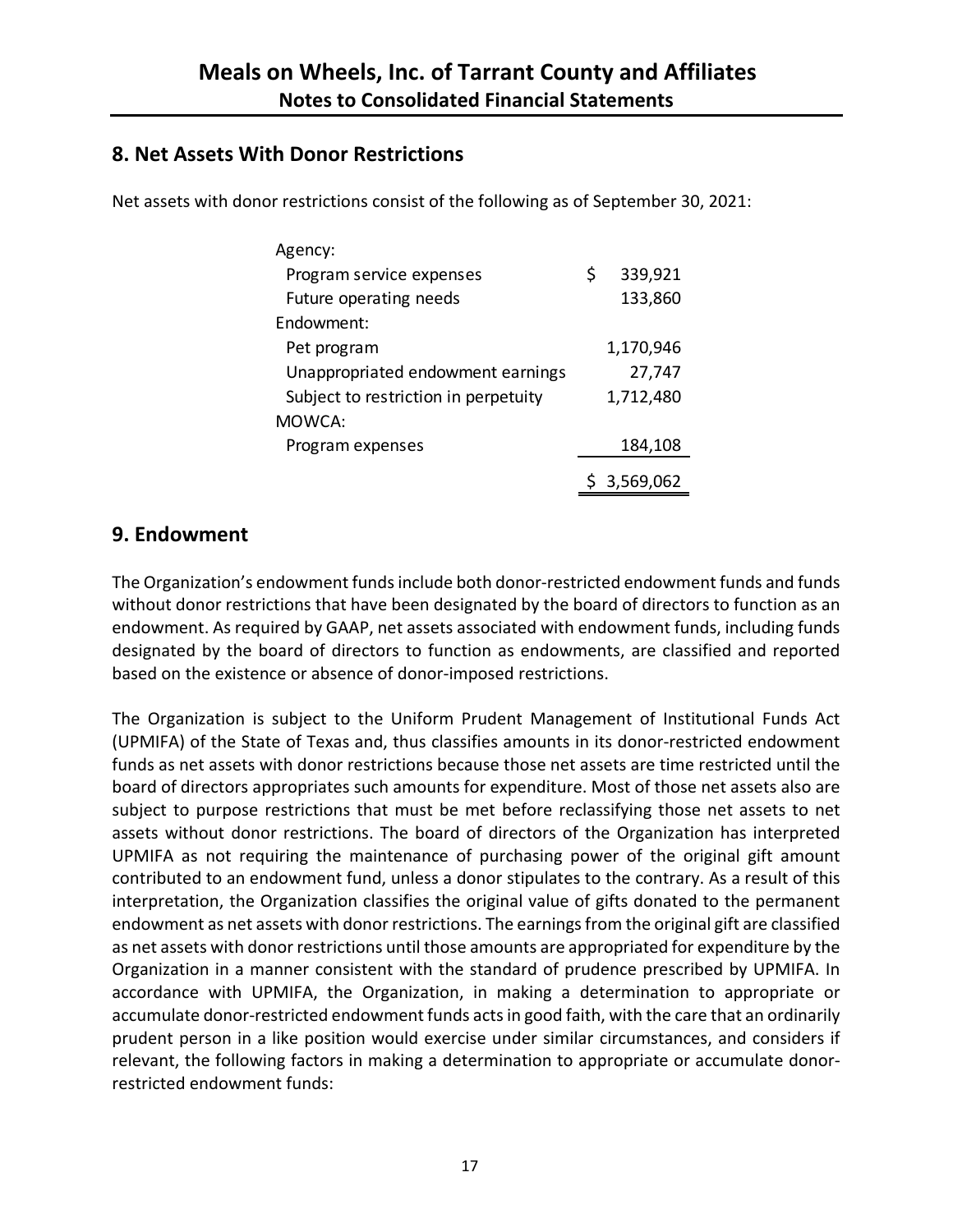## 8. Net Assets With Donor Restrictions

Net assets with donor restrictions consist of the following as of September 30, 2021:

| | |
|---|---|
| Agency: | |
| Program service expenses | $ 339,921 |
| Future operating needs | 133,860 |
| Endowment: | |
| Pet program | 1,170,946 |
| Unappropriated endowment earnings | 27,747 |
| Subject to restriction in perpetuity | 1,712,480 |
| MOWCA: | |
| Program expenses | 184,108 |
| | $ 3,569,062 |

## 9. Endowment

The Organization's endowment funds include both donor-restricted endowment funds and funds without donor restrictions that have been designated by the board of directors to function as an endowment. As required by GAAP, net assets associated with endowment funds, including funds designated by the board of directors to function as endowments, are classified and reported based on the existence or absence of donor-imposed restrictions.

The Organization is subject to the Uniform Prudent Management of Institutional Funds Act (UPMIFA) of the State of Texas and, thus classifies amounts in its donor-restricted endowment funds as net assets with donor restrictions because those net assets are time restricted until the board of directors appropriates such amounts for expenditure. Most of those net assets also are subject to purpose restrictions that must be met before reclassifying those net assets to net assets without donor restrictions. The board of directors of the Organization has interpreted UPMIFA as not requiring the maintenance of purchasing power of the original gift amount contributed to an endowment fund, unless a donor stipulates to the contrary. As a result of this interpretation, the Organization classifies the original value of gifts donated to the permanent endowment as net assets with donor restrictions. The earnings from the original gift are classified as net assets with donor restrictions until those amounts are appropriated for expenditure by the Organization in a manner consistent with the standard of prudence prescribed by UPMIFA. In accordance with UPMIFA, the Organization, in making a determination to appropriate or accumulate donor-restricted endowment funds acts in good faith, with the care that an ordinarily prudent person in a like position would exercise under similar circumstances, and considers if relevant, the following factors in making a determination to appropriate or accumulate donor-restricted endowment funds: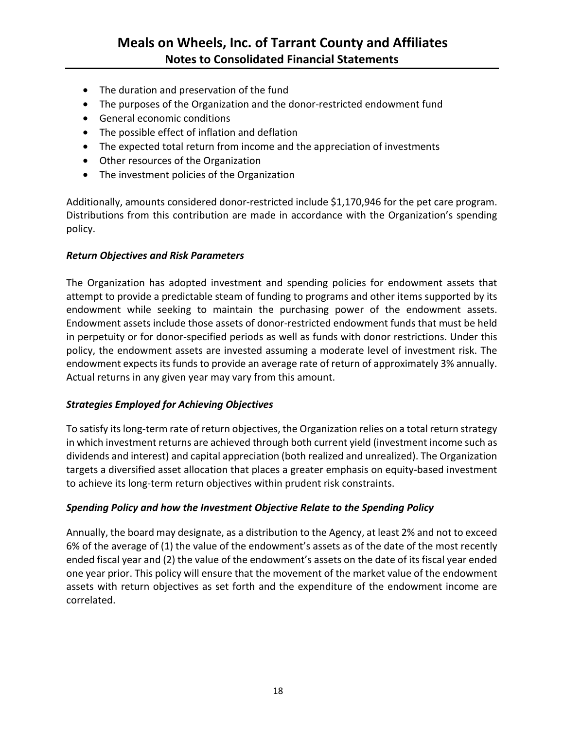- The duration and preservation of the fund
- The purposes of the Organization and the donor-restricted endowment fund
- General economic conditions
- The possible effect of inflation and deflation
- The expected total return from income and the appreciation of investments
- Other resources of the Organization
- The investment policies of the Organization

Additionally, amounts considered donor-restricted include $1,170,946 for the pet care program. Distributions from this contribution are made in accordance with the Organization's spending policy.

***Return Objectives and Risk Parameters***

The Organization has adopted investment and spending policies for endowment assets that attempt to provide a predictable steam of funding to programs and other items supported by its endowment while seeking to maintain the purchasing power of the endowment assets. Endowment assets include those assets of donor-restricted endowment funds that must be held in perpetuity or for donor-specified periods as well as funds with donor restrictions. Under this policy, the endowment assets are invested assuming a moderate level of investment risk. The endowment expects its funds to provide an average rate of return of approximately 3% annually. Actual returns in any given year may vary from this amount.

***Strategies Employed for Achieving Objectives***

To satisfy its long-term rate of return objectives, the Organization relies on a total return strategy in which investment returns are achieved through both current yield (investment income such as dividends and interest) and capital appreciation (both realized and unrealized). The Organization targets a diversified asset allocation that places a greater emphasis on equity-based investment to achieve its long-term return objectives within prudent risk constraints.

***Spending Policy and how the Investment Objective Relate to the Spending Policy***

Annually, the board may designate, as a distribution to the Agency, at least 2% and not to exceed 6% of the average of (1) the value of the endowment's assets as of the date of the most recently ended fiscal year and (2) the value of the endowment's assets on the date of its fiscal year ended one year prior. This policy will ensure that the movement of the market value of the endowment assets with return objectives as set forth and the expenditure of the endowment income are correlated.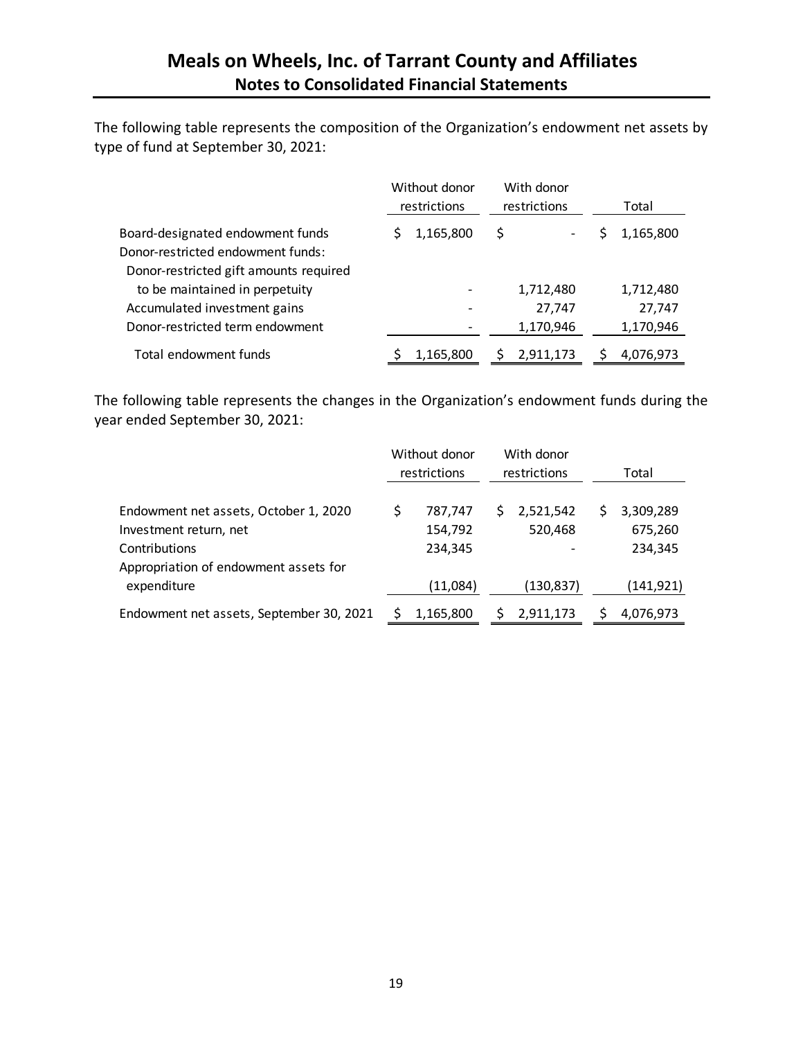The following table represents the composition of the Organization's endowment net assets by type of fund at September 30, 2021:

| | Without donor restrictions | With donor restrictions | Total |
|---|---|---|---|
| Board-designated endowment funds | $ 1,165,800 | $ - | $ 1,165,800 |
| Donor-restricted endowment funds: | | | |
| Donor-restricted gift amounts required to be maintained in perpetuity | - | 1,712,480 | 1,712,480 |
| Accumulated investment gains | - | 27,747 | 27,747 |
| Donor-restricted term endowment | - | 1,170,946 | 1,170,946 |
| Total endowment funds | $ 1,165,800 | $ 2,911,173 | $ 4,076,973 |

The following table represents the changes in the Organization's endowment funds during the year ended September 30, 2021:

| | Without donor restrictions | With donor restrictions | Total |
|---|---|---|---|
| Endowment net assets, October 1, 2020 | $ 787,747 | $ 2,521,542 | $ 3,309,289 |
| Investment return, net | 154,792 | 520,468 | 675,260 |
| Contributions | 234,345 | - | 234,345 |
| Appropriation of endowment assets for expenditure | (11,084) | (130,837) | (141,921) |
| Endowment net assets, September 30, 2021 | $ 1,165,800 | $ 2,911,173 | $ 4,076,973 |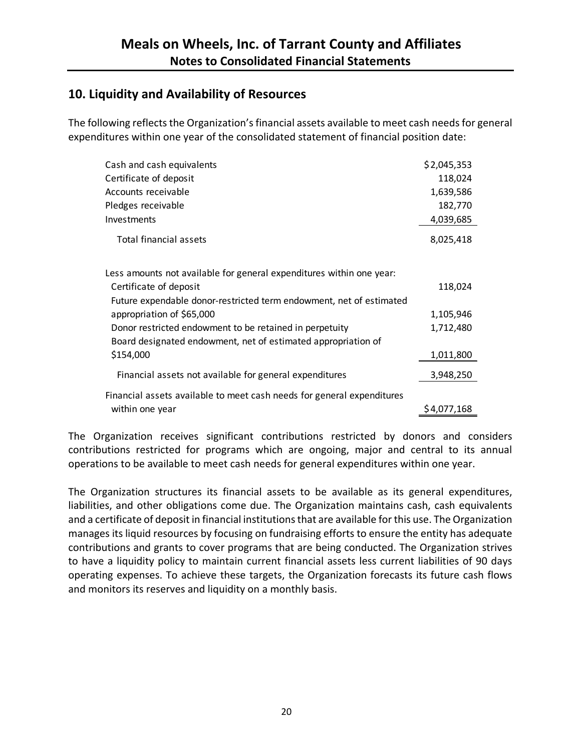## 10. Liquidity and Availability of Resources

The following reflects the Organization's financial assets available to meet cash needs for general expenditures within one year of the consolidated statement of financial position date:

| | |
|---|---:|
| Cash and cash equivalents | $ 2,045,353 |
| Certificate of deposit | 118,024 |
| Accounts receivable | 1,639,586 |
| Pledges receivable | 182,770 |
| Investments | 4,039,685 |
| Total financial assets | 8,025,418 |
| Less amounts not available for general expenditures within one year: | |
| Certificate of deposit | 118,024 |
| Future expendable donor-restricted term endowment, net of estimated appropriation of $65,000 | 1,105,946 |
| Donor restricted endowment to be retained in perpetuity | 1,712,480 |
| Board designated endowment, net of estimated appropriation of $154,000 | 1,011,800 |
| Financial assets not available for general expenditures | 3,948,250 |
| Financial assets available to meet cash needs for general expenditures within one year | $ 4,077,168 |

The Organization receives significant contributions restricted by donors and considers contributions restricted for programs which are ongoing, major and central to its annual operations to be available to meet cash needs for general expenditures within one year.

The Organization structures its financial assets to be available as its general expenditures, liabilities, and other obligations come due. The Organization maintains cash, cash equivalents and a certificate of deposit in financial institutions that are available for this use. The Organization manages its liquid resources by focusing on fundraising efforts to ensure the entity has adequate contributions and grants to cover programs that are being conducted. The Organization strives to have a liquidity policy to maintain current financial assets less current liabilities of 90 days operating expenses. To achieve these targets, the Organization forecasts its future cash flows and monitors its reserves and liquidity on a monthly basis.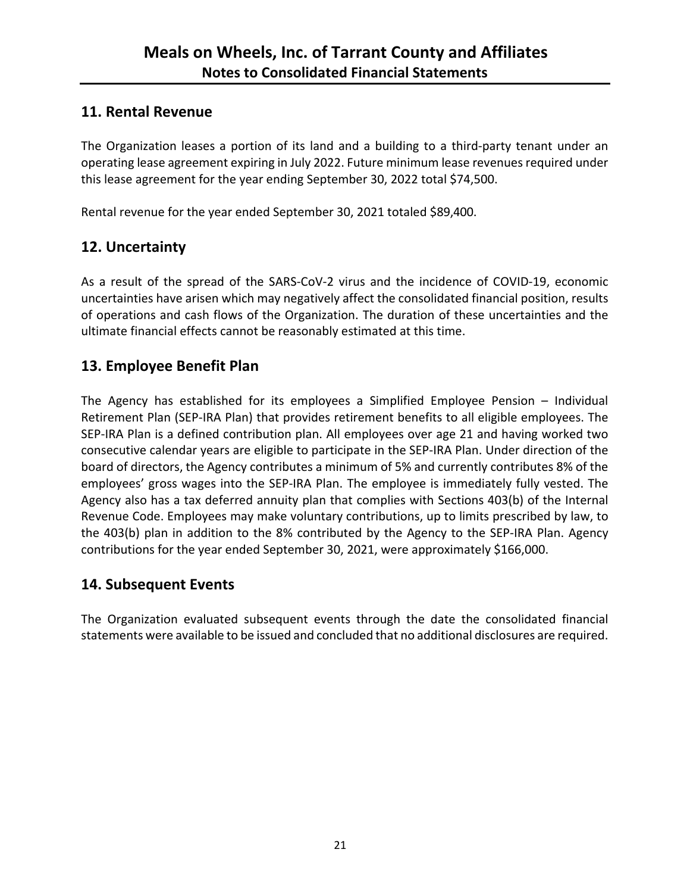## 11. Rental Revenue

The Organization leases a portion of its land and a building to a third-party tenant under an operating lease agreement expiring in July 2022. Future minimum lease revenues required under this lease agreement for the year ending September 30, 2022 total $74,500.

Rental revenue for the year ended September 30, 2021 totaled $89,400.

## 12. Uncertainty

As a result of the spread of the SARS-CoV-2 virus and the incidence of COVID-19, economic uncertainties have arisen which may negatively affect the consolidated financial position, results of operations and cash flows of the Organization. The duration of these uncertainties and the ultimate financial effects cannot be reasonably estimated at this time.

## 13. Employee Benefit Plan

The Agency has established for its employees a Simplified Employee Pension – Individual Retirement Plan (SEP-IRA Plan) that provides retirement benefits to all eligible employees. The SEP-IRA Plan is a defined contribution plan. All employees over age 21 and having worked two consecutive calendar years are eligible to participate in the SEP-IRA Plan. Under direction of the board of directors, the Agency contributes a minimum of 5% and currently contributes 8% of the employees' gross wages into the SEP-IRA Plan. The employee is immediately fully vested. The Agency also has a tax deferred annuity plan that complies with Sections 403(b) of the Internal Revenue Code. Employees may make voluntary contributions, up to limits prescribed by law, to the 403(b) plan in addition to the 8% contributed by the Agency to the SEP-IRA Plan. Agency contributions for the year ended September 30, 2021, were approximately $166,000.

## 14. Subsequent Events

The Organization evaluated subsequent events through the date the consolidated financial statements were available to be issued and concluded that no additional disclosures are required.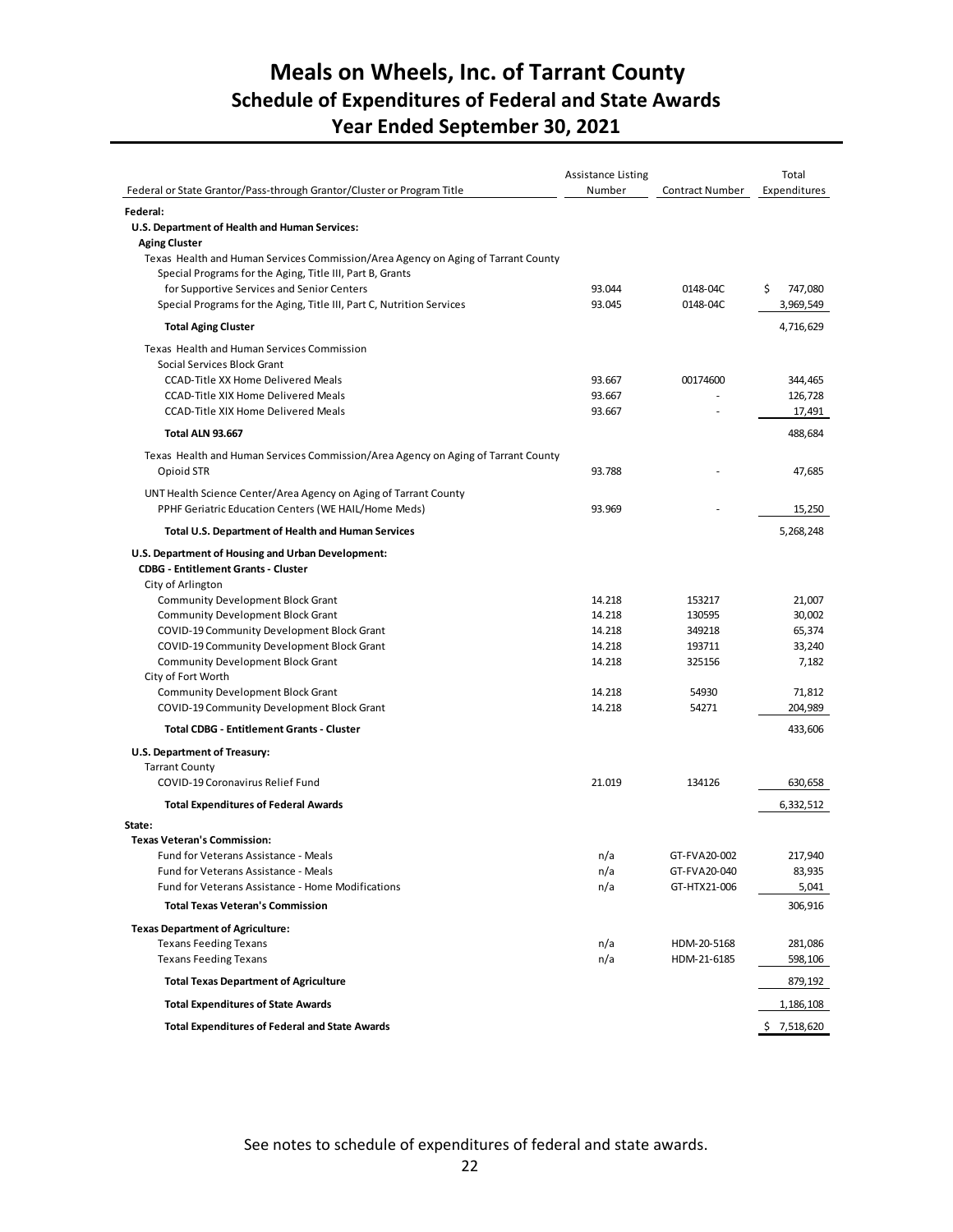# Meals on Wheels, Inc. of Tarrant County
## Schedule of Expenditures of Federal and State Awards
## Year Ended September 30, 2021

| Federal or State Grantor/Pass-through Grantor/Cluster or Program Title | Assistance Listing Number | Contract Number | Total Expenditures |
|---|---|---|---|
| **Federal:** | | | |
| **U.S. Department of Health and Human Services:** | | | |
| **Aging Cluster** | | | |
| Texas Health and Human Services Commission/Area Agency on Aging of Tarrant County | | | |
| Special Programs for the Aging, Title III, Part B, Grants for Supportive Services and Senior Centers | 93.044 | 0148-04C | $ 747,080 |
| Special Programs for the Aging, Title III, Part C, Nutrition Services | 93.045 | 0148-04C | 3,969,549 |
| **Total Aging Cluster** | | | 4,716,629 |
| Texas Health and Human Services Commission | | | |
| Social Services Block Grant | | | |
| CCAD-Title XX Home Delivered Meals | 93.667 | 00174600 | 344,465 |
| CCAD-Title XIX Home Delivered Meals | 93.667 | - | 126,728 |
| CCAD-Title XIX Home Delivered Meals | 93.667 | - | 17,491 |
| **Total ALN 93.667** | | | 488,684 |
| Texas Health and Human Services Commission/Area Agency on Aging of Tarrant County | | | |
| Opioid STR | 93.788 | - | 47,685 |
| UNT Health Science Center/Area Agency on Aging of Tarrant County | | | |
| PPHF Geriatric Education Centers (WE HAIL/Home Meds) | 93.969 | - | 15,250 |
| **Total U.S. Department of Health and Human Services** | | | 5,268,248 |
| **U.S. Department of Housing and Urban Development:** | | | |
| **CDBG - Entitlement Grants - Cluster** | | | |
| City of Arlington | | | |
| Community Development Block Grant | 14.218 | 153217 | 21,007 |
| Community Development Block Grant | 14.218 | 130595 | 30,002 |
| COVID-19 Community Development Block Grant | 14.218 | 349218 | 65,374 |
| COVID-19 Community Development Block Grant | 14.218 | 193711 | 33,240 |
| Community Development Block Grant | 14.218 | 325156 | 7,182 |
| City of Fort Worth | | | |
| Community Development Block Grant | 14.218 | 54930 | 71,812 |
| COVID-19 Community Development Block Grant | 14.218 | 54271 | 204,989 |
| **Total CDBG - Entitlement Grants - Cluster** | | | 433,606 |
| **U.S. Department of Treasury:** | | | |
| Tarrant County | | | |
| COVID-19 Coronavirus Relief Fund | 21.019 | 134126 | 630,658 |
| **Total Expenditures of Federal Awards** | | | 6,332,512 |
| **State:** | | | |
| **Texas Veteran's Commission:** | | | |
| Fund for Veterans Assistance - Meals | n/a | GT-FVA20-002 | 217,940 |
| Fund for Veterans Assistance - Meals | n/a | GT-FVA20-040 | 83,935 |
| Fund for Veterans Assistance - Home Modifications | n/a | GT-HTX21-006 | 5,041 |
| **Total Texas Veteran's Commission** | | | 306,916 |
| **Texas Department of Agriculture:** | | | |
| Texans Feeding Texans | n/a | HDM-20-5168 | 281,086 |
| Texans Feeding Texans | n/a | HDM-21-6185 | 598,106 |
| **Total Texas Department of Agriculture** | | | 879,192 |
| **Total Expenditures of State Awards** | | | 1,186,108 |
| **Total Expenditures of Federal and State Awards** | | | $ 7,518,620 |

See notes to schedule of expenditures of federal and state awards.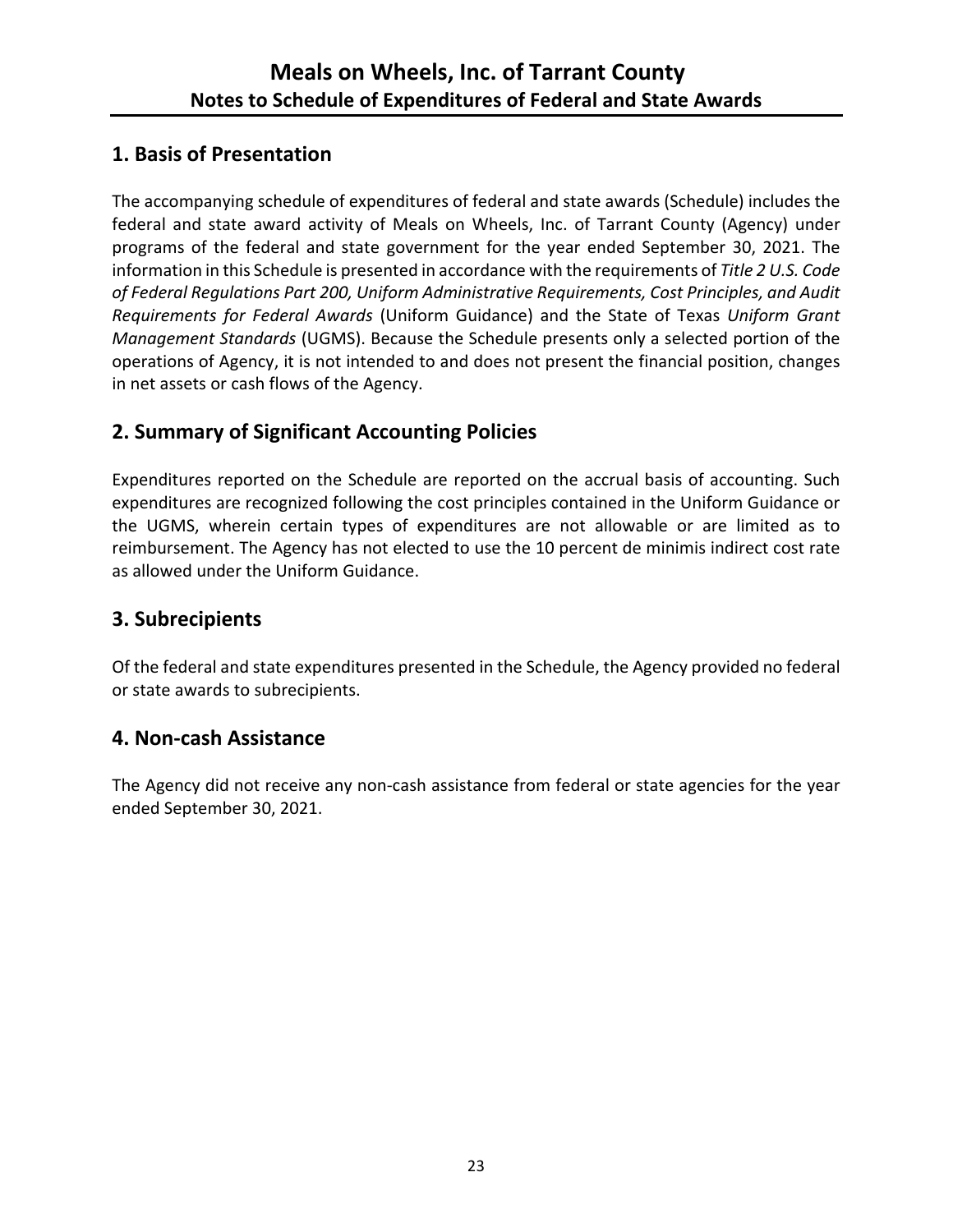# Meals on Wheels, Inc. of Tarrant County
## Notes to Schedule of Expenditures of Federal and State Awards

## 1. Basis of Presentation

The accompanying schedule of expenditures of federal and state awards (Schedule) includes the federal and state award activity of Meals on Wheels, Inc. of Tarrant County (Agency) under programs of the federal and state government for the year ended September 30, 2021. The information in this Schedule is presented in accordance with the requirements of *Title 2 U.S. Code of Federal Regulations Part 200, Uniform Administrative Requirements, Cost Principles, and Audit Requirements for Federal Awards* (Uniform Guidance) and the State of Texas *Uniform Grant Management Standards* (UGMS). Because the Schedule presents only a selected portion of the operations of Agency, it is not intended to and does not present the financial position, changes in net assets or cash flows of the Agency.

## 2. Summary of Significant Accounting Policies

Expenditures reported on the Schedule are reported on the accrual basis of accounting. Such expenditures are recognized following the cost principles contained in the Uniform Guidance or the UGMS, wherein certain types of expenditures are not allowable or are limited as to reimbursement. The Agency has not elected to use the 10 percent de minimis indirect cost rate as allowed under the Uniform Guidance.

## 3. Subrecipients

Of the federal and state expenditures presented in the Schedule, the Agency provided no federal or state awards to subrecipients.

## 4. Non-cash Assistance

The Agency did not receive any non-cash assistance from federal or state agencies for the year ended September 30, 2021.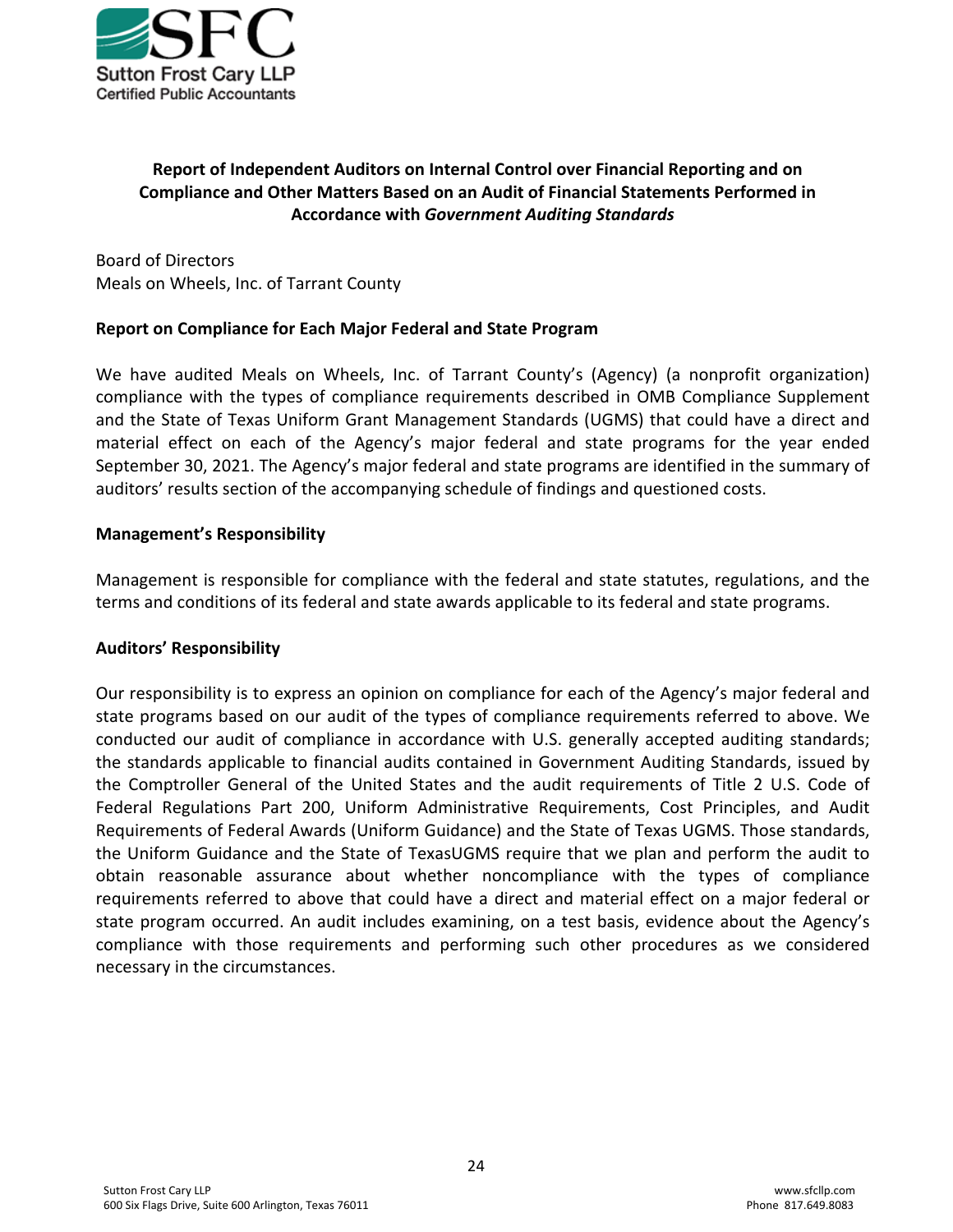**Report of Independent Auditors on Internal Control over Financial Reporting and on Compliance and Other Matters Based on an Audit of Financial Statements Performed in Accordance with *Government Auditing Standards***

Board of Directors
Meals on Wheels, Inc. of Tarrant County

**Report on Compliance for Each Major Federal and State Program**

We have audited Meals on Wheels, Inc. of Tarrant County's (Agency) (a nonprofit organization) compliance with the types of compliance requirements described in OMB Compliance Supplement and the State of Texas Uniform Grant Management Standards (UGMS) that could have a direct and material effect on each of the Agency's major federal and state programs for the year ended September 30, 2021. The Agency's major federal and state programs are identified in the summary of auditors' results section of the accompanying schedule of findings and questioned costs.

**Management's Responsibility**

Management is responsible for compliance with the federal and state statutes, regulations, and the terms and conditions of its federal and state awards applicable to its federal and state programs.

**Auditors' Responsibility**

Our responsibility is to express an opinion on compliance for each of the Agency's major federal and state programs based on our audit of the types of compliance requirements referred to above. We conducted our audit of compliance in accordance with U.S. generally accepted auditing standards; the standards applicable to financial audits contained in Government Auditing Standards, issued by the Comptroller General of the United States and the audit requirements of Title 2 U.S. Code of Federal Regulations Part 200, Uniform Administrative Requirements, Cost Principles, and Audit Requirements of Federal Awards (Uniform Guidance) and the State of Texas UGMS. Those standards, the Uniform Guidance and the State of TexasUGMS require that we plan and perform the audit to obtain reasonable assurance about whether noncompliance with the types of compliance requirements referred to above that could have a direct and material effect on a major federal or state program occurred. An audit includes examining, on a test basis, evidence about the Agency's compliance with those requirements and performing such other procedures as we considered necessary in the circumstances.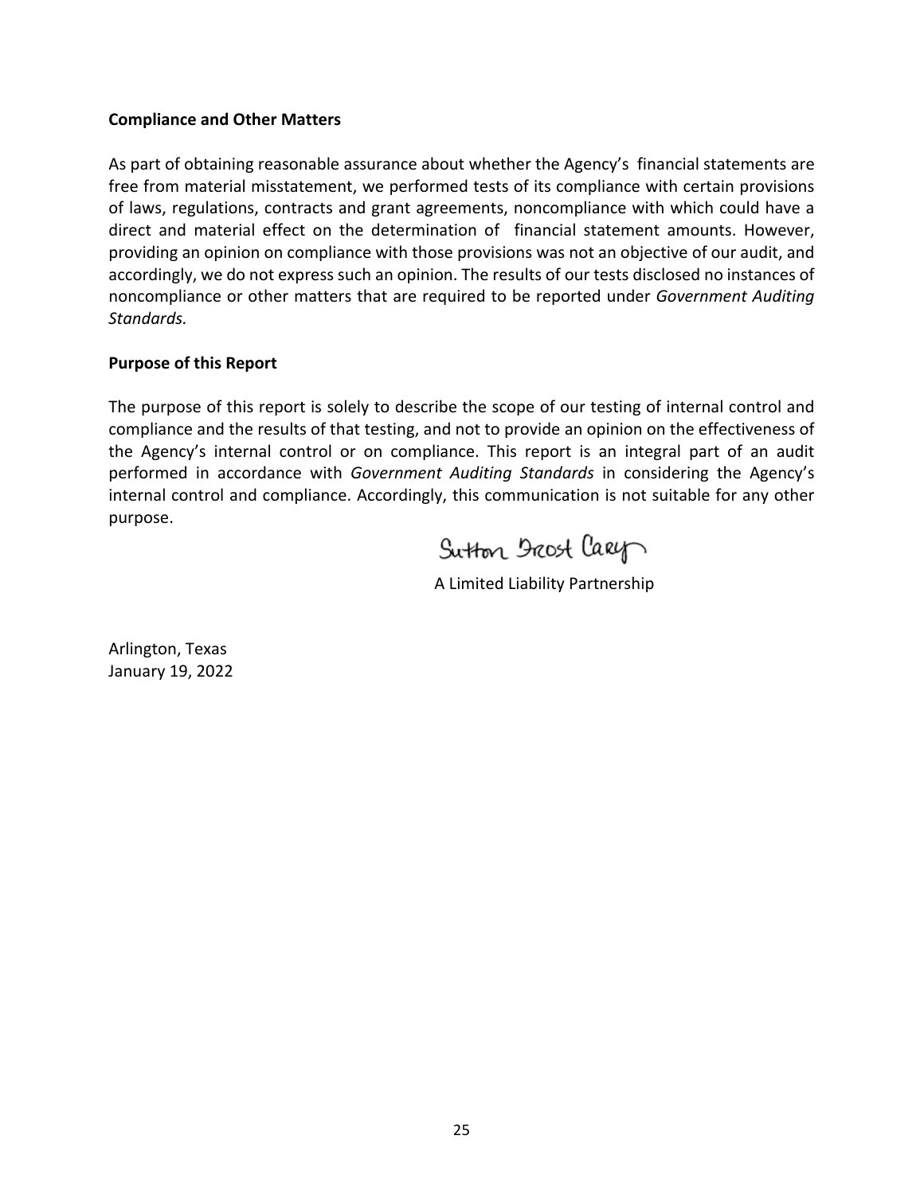**Compliance and Other Matters**

As part of obtaining reasonable assurance about whether the Agency's financial statements are free from material misstatement, we performed tests of its compliance with certain provisions of laws, regulations, contracts and grant agreements, noncompliance with which could have a direct and material effect on the determination of financial statement amounts. However, providing an opinion on compliance with those provisions was not an objective of our audit, and accordingly, we do not express such an opinion. The results of our tests disclosed no instances of noncompliance or other matters that are required to be reported under *Government Auditing Standards.*

**Purpose of this Report**

The purpose of this report is solely to describe the scope of our testing of internal control and compliance and the results of that testing, and not to provide an opinion on the effectiveness of the Agency's internal control or on compliance. This report is an integral part of an audit performed in accordance with *Government Auditing Standards* in considering the Agency's internal control and compliance. Accordingly, this communication is not suitable for any other purpose.

Sutton Frost Cary

A Limited Liability Partnership

Arlington, Texas
January 19, 2022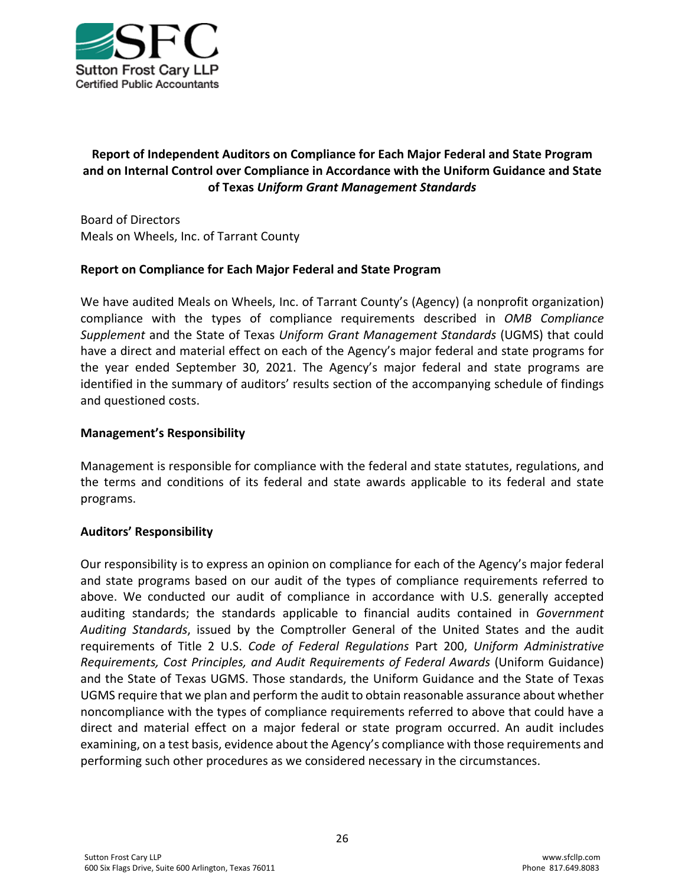Sutton Frost Cary LLP
Certified Public Accountants

# Report of Independent Auditors on Compliance for Each Major Federal and State Program and on Internal Control over Compliance in Accordance with the Uniform Guidance and State of Texas *Uniform Grant Management Standards*

Board of Directors
Meals on Wheels, Inc. of Tarrant County

## Report on Compliance for Each Major Federal and State Program

We have audited Meals on Wheels, Inc. of Tarrant County's (Agency) (a nonprofit organization) compliance with the types of compliance requirements described in *OMB Compliance Supplement* and the State of Texas *Uniform Grant Management Standards* (UGMS) that could have a direct and material effect on each of the Agency's major federal and state programs for the year ended September 30, 2021. The Agency's major federal and state programs are identified in the summary of auditors' results section of the accompanying schedule of findings and questioned costs.

## Management's Responsibility

Management is responsible for compliance with the federal and state statutes, regulations, and the terms and conditions of its federal and state awards applicable to its federal and state programs.

## Auditors' Responsibility

Our responsibility is to express an opinion on compliance for each of the Agency's major federal and state programs based on our audit of the types of compliance requirements referred to above. We conducted our audit of compliance in accordance with U.S. generally accepted auditing standards; the standards applicable to financial audits contained in *Government Auditing Standards*, issued by the Comptroller General of the United States and the audit requirements of Title 2 U.S. *Code of Federal Regulations* Part 200, *Uniform Administrative Requirements, Cost Principles, and Audit Requirements of Federal Awards* (Uniform Guidance) and the State of Texas UGMS. Those standards, the Uniform Guidance and the State of Texas UGMS require that we plan and perform the audit to obtain reasonable assurance about whether noncompliance with the types of compliance requirements referred to above that could have a direct and material effect on a major federal or state program occurred. An audit includes examining, on a test basis, evidence about the Agency's compliance with those requirements and performing such other procedures as we considered necessary in the circumstances.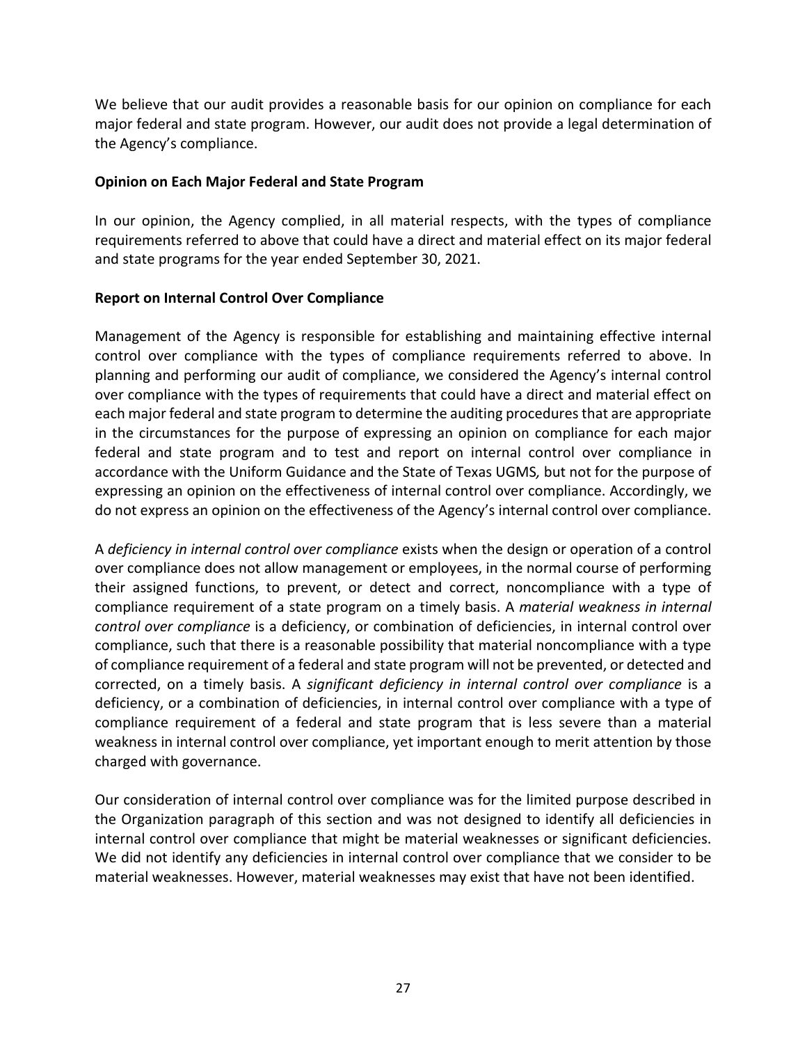We believe that our audit provides a reasonable basis for our opinion on compliance for each major federal and state program. However, our audit does not provide a legal determination of the Agency's compliance.

**Opinion on Each Major Federal and State Program**

In our opinion, the Agency complied, in all material respects, with the types of compliance requirements referred to above that could have a direct and material effect on its major federal and state programs for the year ended September 30, 2021.

**Report on Internal Control Over Compliance**

Management of the Agency is responsible for establishing and maintaining effective internal control over compliance with the types of compliance requirements referred to above. In planning and performing our audit of compliance, we considered the Agency's internal control over compliance with the types of requirements that could have a direct and material effect on each major federal and state program to determine the auditing procedures that are appropriate in the circumstances for the purpose of expressing an opinion on compliance for each major federal and state program and to test and report on internal control over compliance in accordance with the Uniform Guidance and the State of Texas UGMS*,* but not for the purpose of expressing an opinion on the effectiveness of internal control over compliance. Accordingly, we do not express an opinion on the effectiveness of the Agency's internal control over compliance.

A *deficiency in internal control over compliance* exists when the design or operation of a control over compliance does not allow management or employees, in the normal course of performing their assigned functions, to prevent, or detect and correct, noncompliance with a type of compliance requirement of a state program on a timely basis. A *material weakness in internal control over compliance* is a deficiency, or combination of deficiencies, in internal control over compliance, such that there is a reasonable possibility that material noncompliance with a type of compliance requirement of a federal and state program will not be prevented, or detected and corrected, on a timely basis. A *significant deficiency in internal control over compliance* is a deficiency, or a combination of deficiencies, in internal control over compliance with a type of compliance requirement of a federal and state program that is less severe than a material weakness in internal control over compliance, yet important enough to merit attention by those charged with governance.

Our consideration of internal control over compliance was for the limited purpose described in the Organization paragraph of this section and was not designed to identify all deficiencies in internal control over compliance that might be material weaknesses or significant deficiencies. We did not identify any deficiencies in internal control over compliance that we consider to be material weaknesses. However, material weaknesses may exist that have not been identified.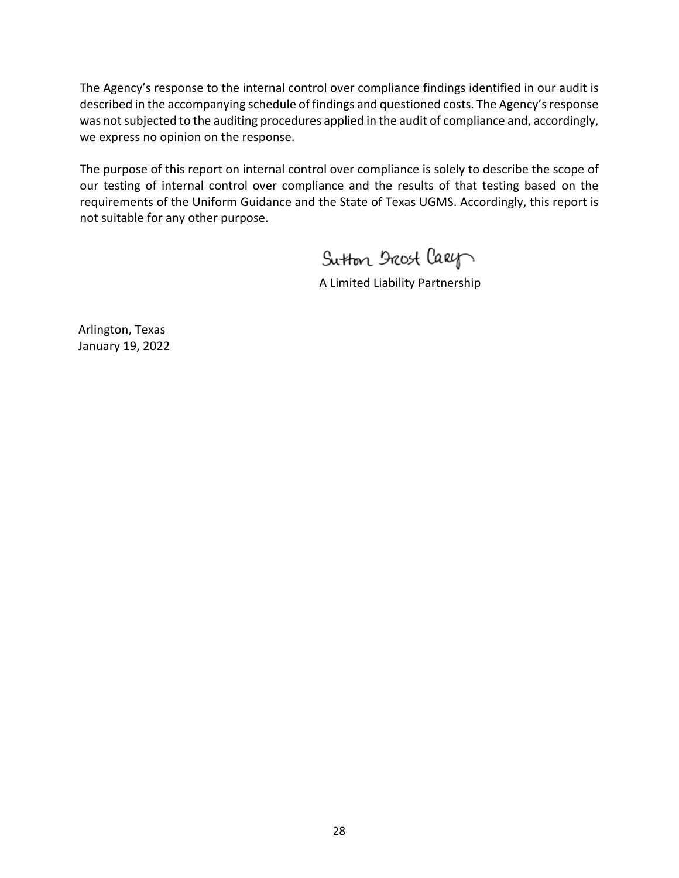The Agency's response to the internal control over compliance findings identified in our audit is described in the accompanying schedule of findings and questioned costs. The Agency's response was not subjected to the auditing procedures applied in the audit of compliance and, accordingly, we express no opinion on the response.

The purpose of this report on internal control over compliance is solely to describe the scope of our testing of internal control over compliance and the results of that testing based on the requirements of the Uniform Guidance and the State of Texas UGMS. Accordingly, this report is not suitable for any other purpose.

Sutton Frost Cary

A Limited Liability Partnership

Arlington, Texas
January 19, 2022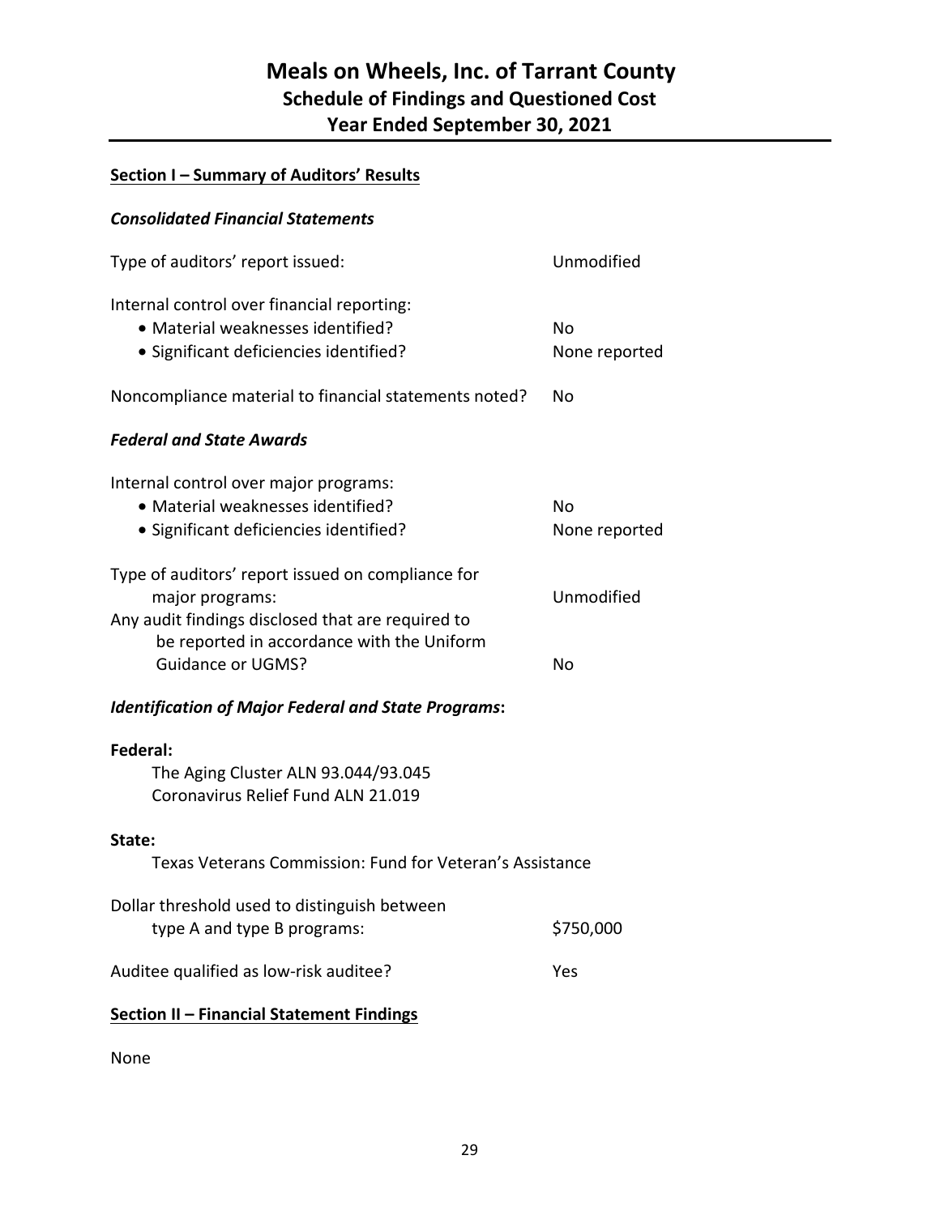# Meals on Wheels, Inc. of Tarrant County
## Schedule of Findings and Questioned Cost
## Year Ended September 30, 2021

**Section I – Summary of Auditors' Results**

***Consolidated Financial Statements***

| | |
|---|---|
| Type of auditors' report issued: | Unmodified |
| Internal control over financial reporting: | |
| • Material weaknesses identified? | No |
| • Significant deficiencies identified? | None reported |
| Noncompliance material to financial statements noted? | No |

***Federal and State Awards***

| | |
|---|---|
| Internal control over major programs: | |
| • Material weaknesses identified? | No |
| • Significant deficiencies identified? | None reported |
| Type of auditors' report issued on compliance for major programs: | Unmodified |
| Any audit findings disclosed that are required to be reported in accordance with the Uniform Guidance or UGMS? | No |

***Identification of Major Federal and State Programs*:**

**Federal:**

The Aging Cluster ALN 93.044/93.045
Coronavirus Relief Fund ALN 21.019

**State:**

Texas Veterans Commission: Fund for Veteran's Assistance

| | |
|---|---|
| Dollar threshold used to distinguish between type A and type B programs: | $750,000 |
| Auditee qualified as low-risk auditee? | Yes |

**Section II – Financial Statement Findings**

None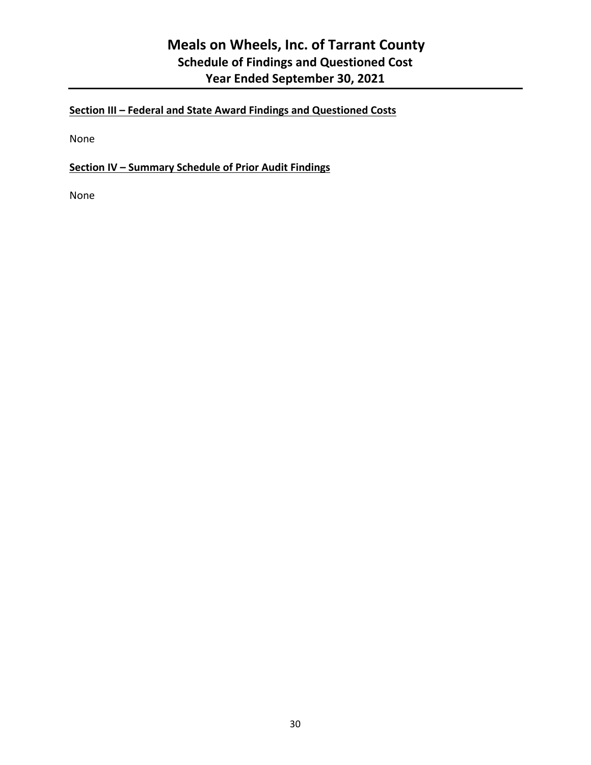# Meals on Wheels, Inc. of Tarrant County
## Schedule of Findings and Questioned Cost
## Year Ended September 30, 2021

**Section III – Federal and State Award Findings and Questioned Costs**

None

**Section IV – Summary Schedule of Prior Audit Findings**

None